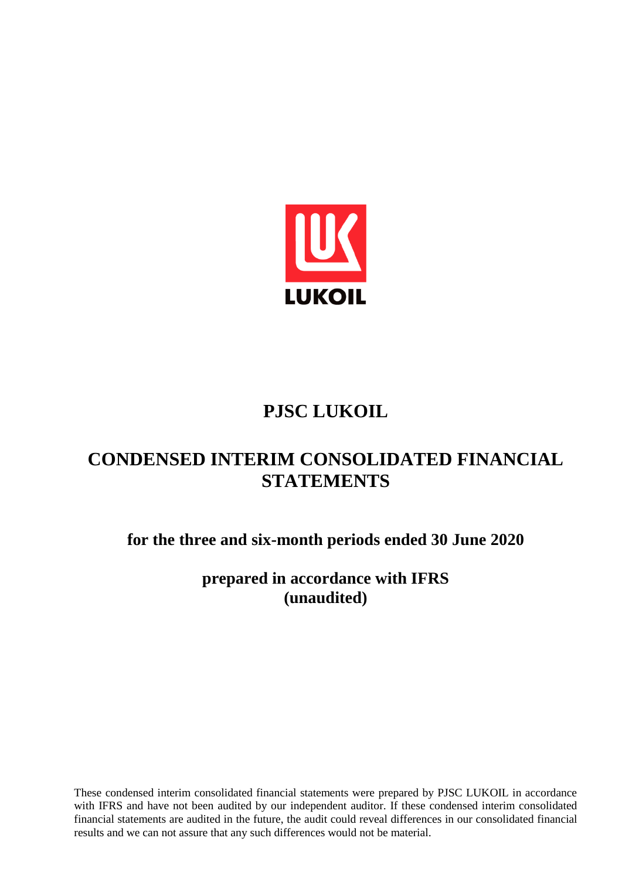LUKOIL

# PJSC LUKOIL

# CONDENSED INTERIM CONSOLIDATED FINANCIAL STATEMENTS

## for the three and six-month periods ended 30 June 2020

## prepared in accordance with IFRS (unaudited)

These condensed interim consolidated financial statements were prepared by PJSC LUKOIL in accordance with IFRS and have not been audited by our independent auditor. If these condensed interim consolidated financial statements are audited in the future, the audit could reveal differences in our consolidated financial results and we can not assure that any such differences would not be material.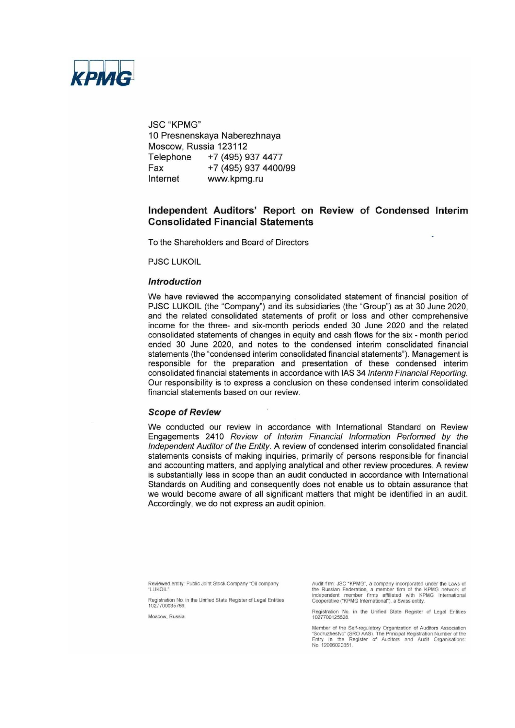KPMG

JSC "KPMG"
10 Presnenskaya Naberezhnaya
Moscow, Russia 123112
Telephone +7 (495) 937 4477
Fax +7 (495) 937 4400/99
Internet www.kpmg.ru

## Independent Auditors' Report on Review of Condensed Interim Consolidated Financial Statements

To the Shareholders and Board of Directors

PJSC LUKOIL

### *Introduction*

We have reviewed the accompanying consolidated statement of financial position of PJSC LUKOIL (the "Company") and its subsidiaries (the "Group") as at 30 June 2020, and the related consolidated statements of profit or loss and other comprehensive income for the three- and six-month periods ended 30 June 2020 and the related consolidated statements of changes in equity and cash flows for the six - month period ended 30 June 2020, and notes to the condensed interim consolidated financial statements (the "condensed interim consolidated financial statements"). Management is responsible for the preparation and presentation of these condensed interim consolidated financial statements in accordance with IAS 34 *Interim Financial Reporting*. Our responsibility is to express a conclusion on these condensed interim consolidated financial statements based on our review.

### *Scope of Review*

We conducted our review in accordance with International Standard on Review Engagements 2410 *Review of Interim Financial Information Performed by the Independent Auditor of the Entity*. A review of condensed interim consolidated financial statements consists of making inquiries, primarily of persons responsible for financial and accounting matters, and applying analytical and other review procedures. A review is substantially less in scope than an audit conducted in accordance with International Standards on Auditing and consequently does not enable us to obtain assurance that we would become aware of all significant matters that might be identified in an audit. Accordingly, we do not express an audit opinion.

Reviewed entity: Public Joint Stock Company "Oil company "LUKOIL".

Registration No. in the Unified State Register of Legal Entities 1027700035769.

Moscow, Russia.

Audit firm: JSC "KPMG", a company incorporated under the Laws of the Russian Federation, a member firm of the KPMG network of independent member firms affiliated with KPMG International Cooperative ("KPMG International"), a Swiss entity.

Registration No. in the Unified State Register of Legal Entities 1027700125628.

Member of the Self-regulatory Organization of Auditors Association "Sodruzhestvo" (SRO AAS). The Principal Registration Number of the Entry in the Register of Auditors and Audit Organisations: No. 12006020351.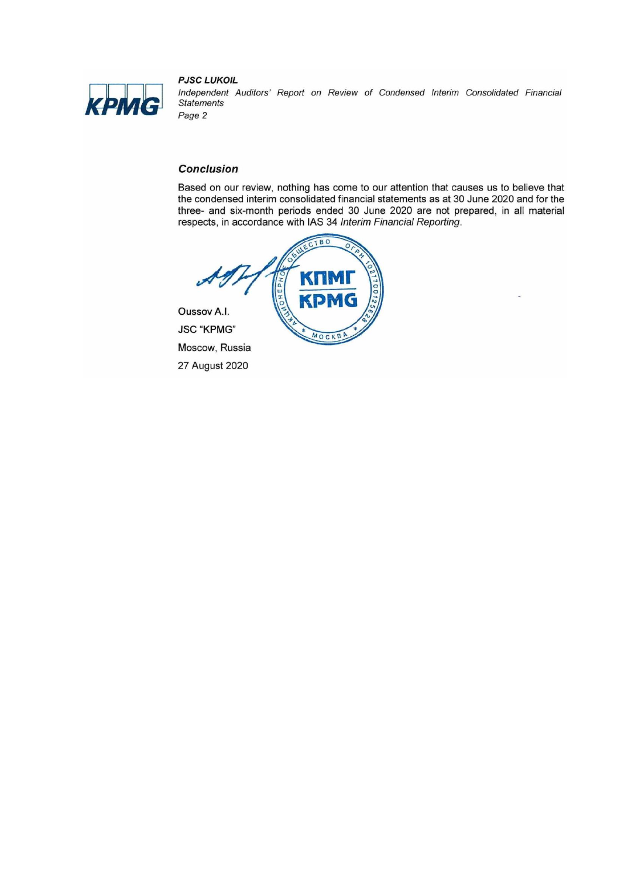## Conclusion

Based on our review, nothing has come to our attention that causes us to believe that the condensed interim consolidated financial statements as at 30 June 2020 and for the three- and six-month periods ended 30 June 2020 are not prepared, in all material respects, in accordance with IAS 34 *Interim Financial Reporting*.

Oussov A.I.

JSC "KPMG"

Moscow, Russia

27 August 2020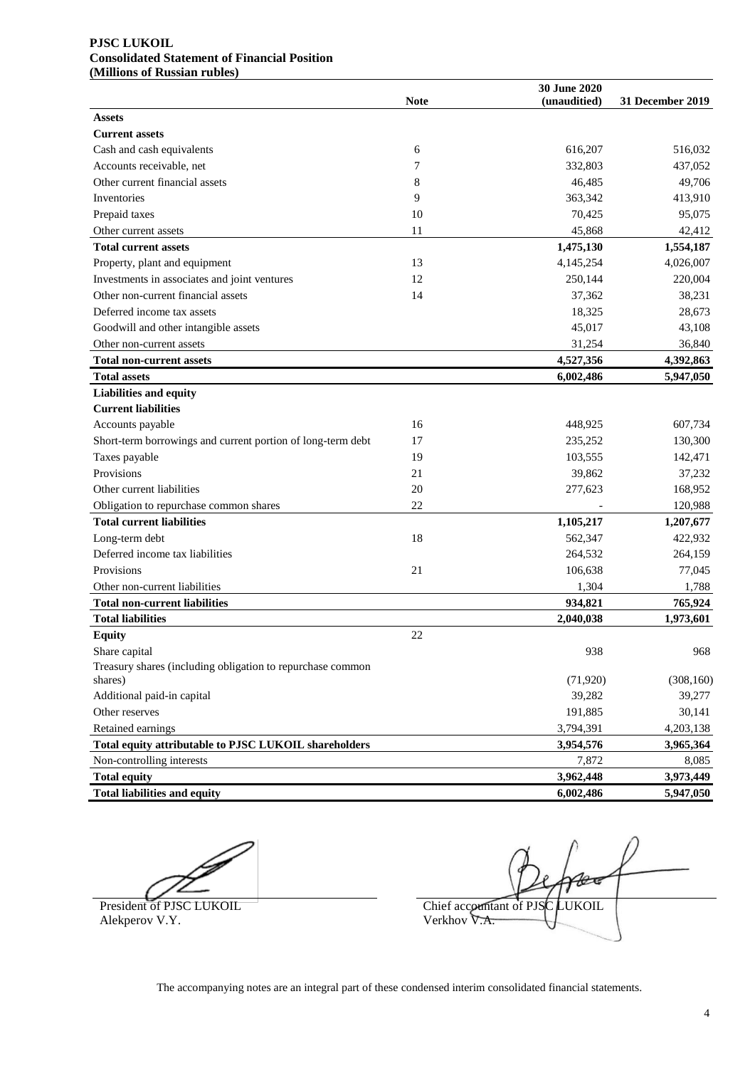**PJSC LUKOIL**
**Consolidated Statement of Financial Position**
**(Millions of Russian rubles)**

| | Note | 30 June 2020 (unaudited) | 31 December 2019 |
|---|---|---|---|
| **Assets** | | | |
| **Current assets** | | | |
| Cash and cash equivalents | 6 | 616,207 | 516,032 |
| Accounts receivable, net | 7 | 332,803 | 437,052 |
| Other current financial assets | 8 | 46,485 | 49,706 |
| Inventories | 9 | 363,342 | 413,910 |
| Prepaid taxes | 10 | 70,425 | 95,075 |
| Other current assets | 11 | 45,868 | 42,412 |
| **Total current assets** | | **1,475,130** | **1,554,187** |
| Property, plant and equipment | 13 | 4,145,254 | 4,026,007 |
| Investments in associates and joint ventures | 12 | 250,144 | 220,004 |
| Other non-current financial assets | 14 | 37,362 | 38,231 |
| Deferred income tax assets | | 18,325 | 28,673 |
| Goodwill and other intangible assets | | 45,017 | 43,108 |
| Other non-current assets | | 31,254 | 36,840 |
| **Total non-current assets** | | **4,527,356** | **4,392,863** |
| **Total assets** | | **6,002,486** | **5,947,050** |
| **Liabilities and equity** | | | |
| **Current liabilities** | | | |
| Accounts payable | 16 | 448,925 | 607,734 |
| Short-term borrowings and current portion of long-term debt | 17 | 235,252 | 130,300 |
| Taxes payable | 19 | 103,555 | 142,471 |
| Provisions | 21 | 39,862 | 37,232 |
| Other current liabilities | 20 | 277,623 | 168,952 |
| Obligation to repurchase common shares | 22 | - | 120,988 |
| **Total current liabilities** | | **1,105,217** | **1,207,677** |
| Long-term debt | 18 | 562,347 | 422,932 |
| Deferred income tax liabilities | | 264,532 | 264,159 |
| Provisions | 21 | 106,638 | 77,045 |
| Other non-current liabilities | | 1,304 | 1,788 |
| **Total non-current liabilities** | | **934,821** | **765,924** |
| **Total liabilities** | | **2,040,038** | **1,973,601** |
| **Equity** | 22 | | |
| Share capital | | 938 | 968 |
| Treasury shares (including obligation to repurchase common shares) | | (71,920) | (308,160) |
| Additional paid-in capital | | 39,282 | 39,277 |
| Other reserves | | 191,885 | 30,141 |
| Retained earnings | | 3,794,391 | 4,203,138 |
| **Total equity attributable to PJSC LUKOIL shareholders** | | **3,954,576** | **3,965,364** |
| Non-controlling interests | | 7,872 | 8,085 |
| **Total equity** | | **3,962,448** | **3,973,449** |
| **Total liabilities and equity** | | **6,002,486** | **5,947,050** |

President of PJSC LUKOIL
Alekperov V.Y.

Chief accountant of PJSC LUKOIL
Verkhov V.A.

The accompanying notes are an integral part of these condensed interim consolidated financial statements.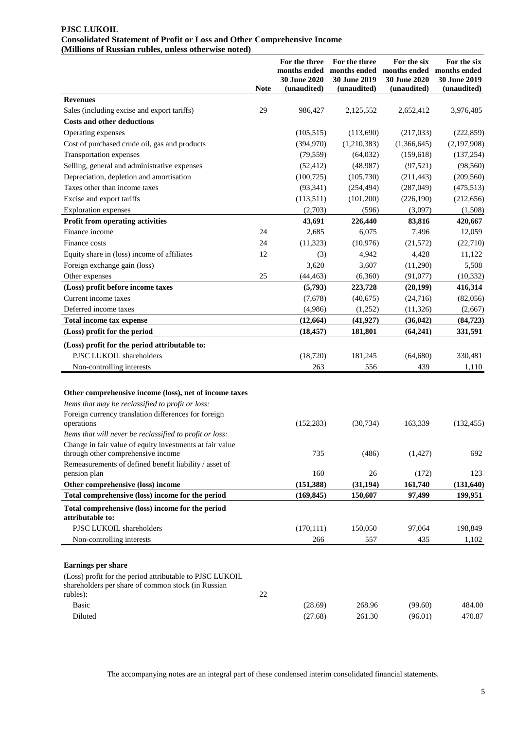**PJSC LUKOIL**
**Consolidated Statement of Profit or Loss and Other Comprehensive Income**
**(Millions of Russian rubles, unless otherwise noted)**

| | Note | For the three months ended 30 June 2020 (unaudited) | For the three months ended 30 June 2019 (unaudited) | For the six months ended 30 June 2020 (unaudited) | For the six months ended 30 June 2019 (unaudited) |
|---|---|---|---|---|---|
| **Revenues** | | | | | |
| Sales (including excise and export tariffs) | 29 | 986,427 | 2,125,552 | 2,652,412 | 3,976,485 |
| **Costs and other deductions** | | | | | |
| Operating expenses | | (105,515) | (113,690) | (217,033) | (222,859) |
| Cost of purchased crude oil, gas and products | | (394,970) | (1,210,383) | (1,366,645) | (2,197,908) |
| Transportation expenses | | (79,559) | (64,032) | (159,618) | (137,254) |
| Selling, general and administrative expenses | | (52,412) | (48,987) | (97,521) | (98,560) |
| Depreciation, depletion and amortisation | | (100,725) | (105,730) | (211,443) | (209,560) |
| Taxes other than income taxes | | (93,341) | (254,494) | (287,049) | (475,513) |
| Excise and export tariffs | | (113,511) | (101,200) | (226,190) | (212,656) |
| Exploration expenses | | (2,703) | (596) | (3,097) | (1,508) |
| **Profit from operating activities** | | **43,691** | **226,440** | **83,816** | **420,667** |
| Finance income | 24 | 2,685 | 6,075 | 7,496 | 12,059 |
| Finance costs | 24 | (11,323) | (10,976) | (21,572) | (22,710) |
| Equity share in (loss) income of affiliates | 12 | (3) | 4,942 | 4,428 | 11,122 |
| Foreign exchange gain (loss) | | 3,620 | 3,607 | (11,290) | 5,508 |
| Other expenses | 25 | (44,463) | (6,360) | (91,077) | (10,332) |
| **(Loss) profit before income taxes** | | **(5,793)** | **223,728** | **(28,199)** | **416,314** |
| Current income taxes | | (7,678) | (40,675) | (24,716) | (82,056) |
| Deferred income taxes | | (4,986) | (1,252) | (11,326) | (2,667) |
| **Total income tax expense** | | **(12,664)** | **(41,927)** | **(36,042)** | **(84,723)** |
| **(Loss) profit for the period** | | **(18,457)** | **181,801** | **(64,241)** | **331,591** |
| **(Loss) profit for the period attributable to:** | | | | | |
| PJSC LUKOIL shareholders | | (18,720) | 181,245 | (64,680) | 330,481 |
| Non-controlling interests | | 263 | 556 | 439 | 1,110 |
| | | | | | |
| **Other comprehensive income (loss), net of income taxes** | | | | | |
| *Items that may be reclassified to profit or loss:* | | | | | |
| Foreign currency translation differences for foreign operations | | (152,283) | (30,734) | 163,339 | (132,455) |
| *Items that will never be reclassified to profit or loss:* | | | | | |
| Change in fair value of equity investments at fair value through other comprehensive income | | 735 | (486) | (1,427) | 692 |
| Remeasurements of defined benefit liability / asset of pension plan | | 160 | 26 | (172) | 123 |
| **Other comprehensive (loss) income** | | **(151,388)** | **(31,194)** | **161,740** | **(131,640)** |
| **Total comprehensive (loss) income for the period** | | **(169,845)** | **150,607** | **97,499** | **199,951** |
| **Total comprehensive (loss) income for the period attributable to:** | | | | | |
| PJSC LUKOIL shareholders | | (170,111) | 150,050 | 97,064 | 198,849 |
| Non-controlling interests | | 266 | 557 | 435 | 1,102 |
| | | | | | |
| **Earnings per share** | | | | | |
| (Loss) profit for the period attributable to PJSC LUKOIL shareholders per share of common stock (in Russian rubles): | 22 | | | | |
| Basic | | (28.69) | 268.96 | (99.60) | 484.00 |
| Diluted | | (27.68) | 261.30 | (96.01) | 470.87 |

The accompanying notes are an integral part of these condensed interim consolidated financial statements.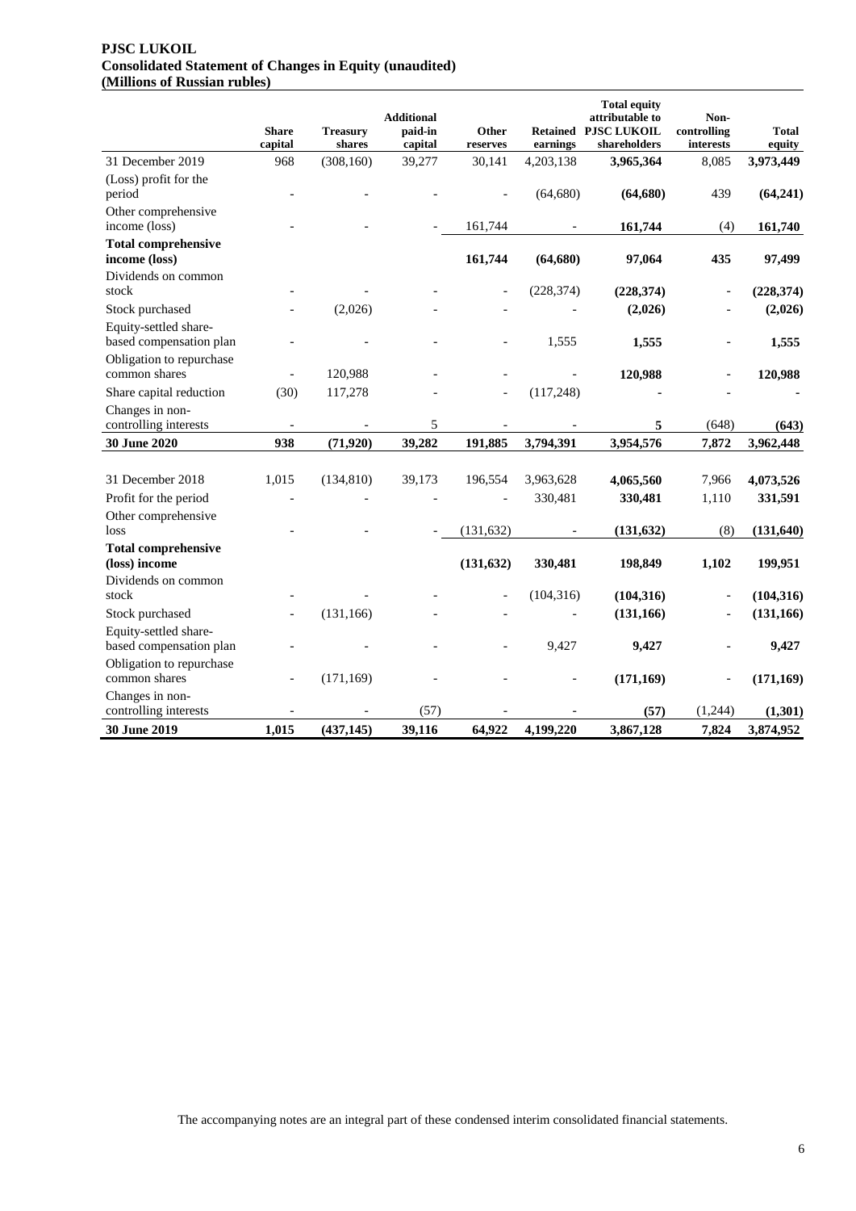**PJSC LUKOIL**
**Consolidated Statement of Changes in Equity (unaudited)**
**(Millions of Russian rubles)**

| | Share capital | Treasury shares | Additional paid-in capital | Other reserves | Retained earnings | Total equity attributable to PJSC LUKOIL shareholders | Non-controlling interests | Total equity |
|---|---|---|---|---|---|---|---|---|
| 31 December 2019 | 968 | (308,160) | 39,277 | 30,141 | 4,203,138 | **3,965,364** | 8,085 | **3,973,449** |
| (Loss) profit for the period | - | - | - | - | (64,680) | **(64,680)** | 439 | **(64,241)** |
| Other comprehensive income (loss) | - | - | - | 161,744 | - | **161,744** | (4) | **161,740** |
| **Total comprehensive income (loss)** | | | | **161,744** | **(64,680)** | **97,064** | **435** | **97,499** |
| Dividends on common stock | - | - | - | - | (228,374) | **(228,374)** | - | **(228,374)** |
| Stock purchased | - | (2,026) | - | - | - | **(2,026)** | - | **(2,026)** |
| Equity-settled share-based compensation plan | - | - | - | - | 1,555 | **1,555** | - | **1,555** |
| Obligation to repurchase common shares | - | 120,988 | - | - | - | **120,988** | - | **120,988** |
| Share capital reduction | (30) | 117,278 | - | - | (117,248) | **-** | - | **-** |
| Changes in non-controlling interests | - | - | 5 | - | - | **5** | (648) | **(643)** |
| **30 June 2020** | **938** | **(71,920)** | **39,282** | **191,885** | **3,794,391** | **3,954,576** | **7,872** | **3,962,448** |
| | | | | | | | | |
| 31 December 2018 | 1,015 | (134,810) | 39,173 | 196,554 | 3,963,628 | **4,065,560** | 7,966 | **4,073,526** |
| Profit for the period | - | - | - | - | 330,481 | **330,481** | 1,110 | **331,591** |
| Other comprehensive loss | - | - | - | (131,632) | - | **(131,632)** | (8) | **(131,640)** |
| **Total comprehensive (loss) income** | | | | **(131,632)** | **330,481** | **198,849** | **1,102** | **199,951** |
| Dividends on common stock | - | - | - | - | (104,316) | **(104,316)** | - | **(104,316)** |
| Stock purchased | - | (131,166) | - | - | - | **(131,166)** | - | **(131,166)** |
| Equity-settled share-based compensation plan | - | - | - | - | 9,427 | **9,427** | - | **9,427** |
| Obligation to repurchase common shares | - | (171,169) | - | - | - | **(171,169)** | - | **(171,169)** |
| Changes in non-controlling interests | - | - | (57) | - | - | **(57)** | (1,244) | **(1,301)** |
| **30 June 2019** | **1,015** | **(437,145)** | **39,116** | **64,922** | **4,199,220** | **3,867,128** | **7,824** | **3,874,952** |

The accompanying notes are an integral part of these condensed interim consolidated financial statements.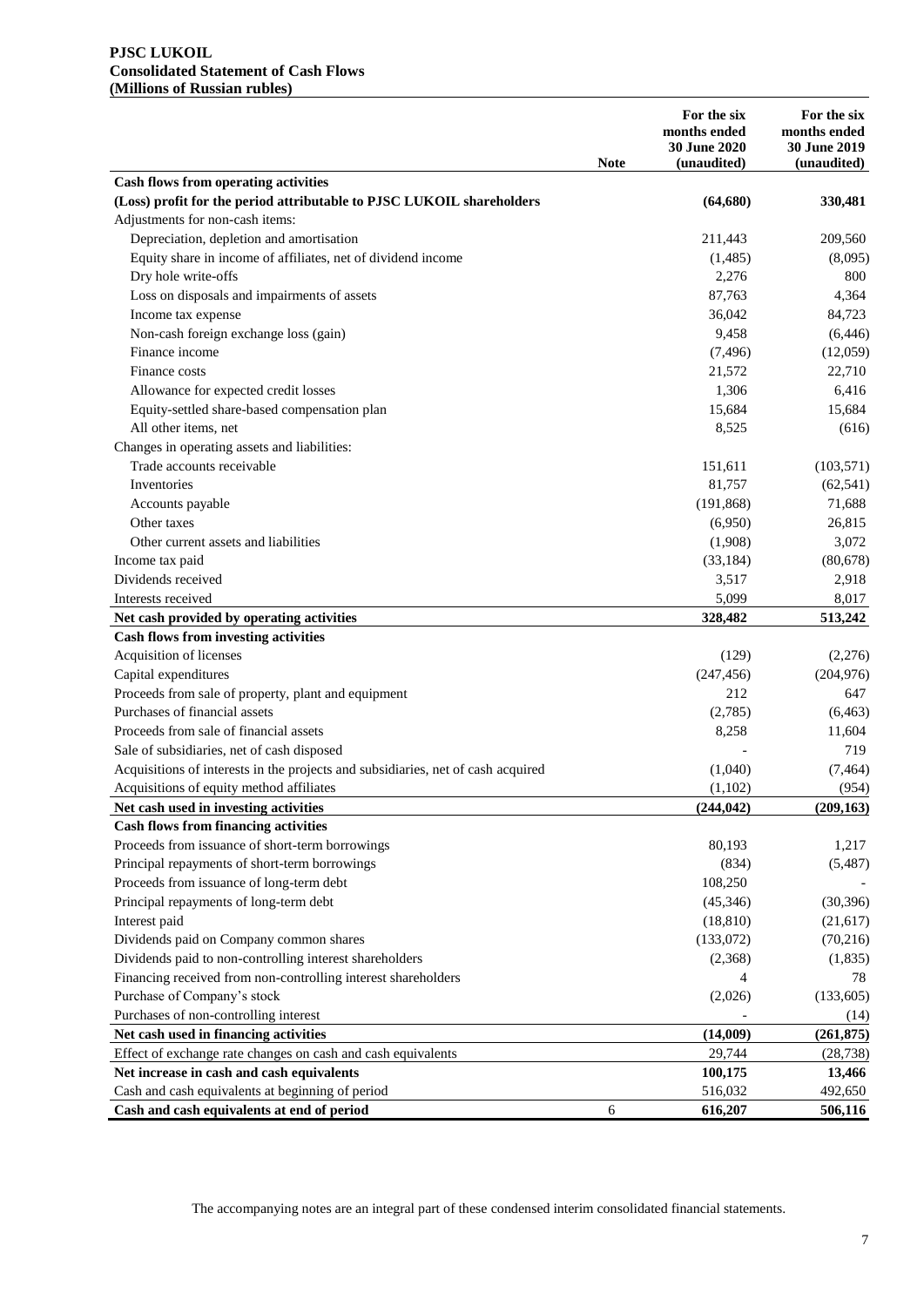**PJSC LUKOIL**
**Consolidated Statement of Cash Flows**
**(Millions of Russian rubles)**

| | Note | For the six months ended 30 June 2020 (unaudited) | For the six months ended 30 June 2019 (unaudited) |
|---|---|---|---|
| **Cash flows from operating activities** | | | |
| **(Loss) profit for the period attributable to PJSC LUKOIL shareholders** | | **(64,680)** | **330,481** |
| Adjustments for non-cash items: | | | |
| Depreciation, depletion and amortisation | | 211,443 | 209,560 |
| Equity share in income of affiliates, net of dividend income | | (1,485) | (8,095) |
| Dry hole write-offs | | 2,276 | 800 |
| Loss on disposals and impairments of assets | | 87,763 | 4,364 |
| Income tax expense | | 36,042 | 84,723 |
| Non-cash foreign exchange loss (gain) | | 9,458 | (6,446) |
| Finance income | | (7,496) | (12,059) |
| Finance costs | | 21,572 | 22,710 |
| Allowance for expected credit losses | | 1,306 | 6,416 |
| Equity-settled share-based compensation plan | | 15,684 | 15,684 |
| All other items, net | | 8,525 | (616) |
| Changes in operating assets and liabilities: | | | |
| Trade accounts receivable | | 151,611 | (103,571) |
| Inventories | | 81,757 | (62,541) |
| Accounts payable | | (191,868) | 71,688 |
| Other taxes | | (6,950) | 26,815 |
| Other current assets and liabilities | | (1,908) | 3,072 |
| Income tax paid | | (33,184) | (80,678) |
| Dividends received | | 3,517 | 2,918 |
| Interests received | | 5,099 | 8,017 |
| **Net cash provided by operating activities** | | **328,482** | **513,242** |
| **Cash flows from investing activities** | | | |
| Acquisition of licenses | | (129) | (2,276) |
| Capital expenditures | | (247,456) | (204,976) |
| Proceeds from sale of property, plant and equipment | | 212 | 647 |
| Purchases of financial assets | | (2,785) | (6,463) |
| Proceeds from sale of financial assets | | 8,258 | 11,604 |
| Sale of subsidiaries, net of cash disposed | | - | 719 |
| Acquisitions of interests in the projects and subsidiaries, net of cash acquired | | (1,040) | (7,464) |
| Acquisitions of equity method affiliates | | (1,102) | (954) |
| **Net cash used in investing activities** | | **(244,042)** | **(209,163)** |
| **Cash flows from financing activities** | | | |
| Proceeds from issuance of short-term borrowings | | 80,193 | 1,217 |
| Principal repayments of short-term borrowings | | (834) | (5,487) |
| Proceeds from issuance of long-term debt | | 108,250 | - |
| Principal repayments of long-term debt | | (45,346) | (30,396) |
| Interest paid | | (18,810) | (21,617) |
| Dividends paid on Company common shares | | (133,072) | (70,216) |
| Dividends paid to non-controlling interest shareholders | | (2,368) | (1,835) |
| Financing received from non-controlling interest shareholders | | 4 | 78 |
| Purchase of Company's stock | | (2,026) | (133,605) |
| Purchases of non-controlling interest | | - | (14) |
| **Net cash used in financing activities** | | **(14,009)** | **(261,875)** |
| Effect of exchange rate changes on cash and cash equivalents | | 29,744 | (28,738) |
| **Net increase in cash and cash equivalents** | | **100,175** | **13,466** |
| Cash and cash equivalents at beginning of period | | 516,032 | 492,650 |
| **Cash and cash equivalents at end of period** | 6 | **616,207** | **506,116** |

The accompanying notes are an integral part of these condensed interim consolidated financial statements.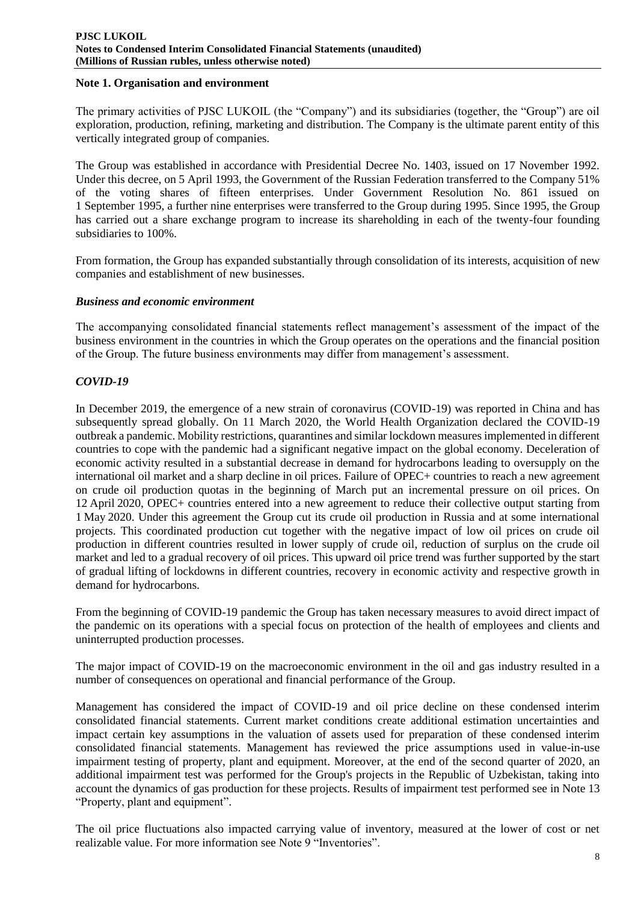## Note 1. Organisation and environment

The primary activities of PJSC LUKOIL (the "Company") and its subsidiaries (together, the "Group") are oil exploration, production, refining, marketing and distribution. The Company is the ultimate parent entity of this vertically integrated group of companies.

The Group was established in accordance with Presidential Decree No. 1403, issued on 17 November 1992. Under this decree, on 5 April 1993, the Government of the Russian Federation transferred to the Company 51% of the voting shares of fifteen enterprises. Under Government Resolution No. 861 issued on 1 September 1995, a further nine enterprises were transferred to the Group during 1995. Since 1995, the Group has carried out a share exchange program to increase its shareholding in each of the twenty-four founding subsidiaries to 100%.

From formation, the Group has expanded substantially through consolidation of its interests, acquisition of new companies and establishment of new businesses.

### *Business and economic environment*

The accompanying consolidated financial statements reflect management's assessment of the impact of the business environment in the countries in which the Group operates on the operations and the financial position of the Group. The future business environments may differ from management's assessment.

### *COVID-19*

In December 2019, the emergence of a new strain of coronavirus (COVID-19) was reported in China and has subsequently spread globally. On 11 March 2020, the World Health Organization declared the COVID-19 outbreak a pandemic. Mobility restrictions, quarantines and similar lockdown measures implemented in different countries to cope with the pandemic had a significant negative impact on the global economy. Deceleration of economic activity resulted in a substantial decrease in demand for hydrocarbons leading to oversupply on the international oil market and a sharp decline in oil prices. Failure of OPEC+ countries to reach a new agreement on crude oil production quotas in the beginning of March put an incremental pressure on oil prices. On 12 April 2020, OPEC+ countries entered into a new agreement to reduce their collective output starting from 1 May 2020. Under this agreement the Group cut its crude oil production in Russia and at some international projects. This coordinated production cut together with the negative impact of low oil prices on crude oil production in different countries resulted in lower supply of crude oil, reduction of surplus on the crude oil market and led to a gradual recovery of oil prices. This upward oil price trend was further supported by the start of gradual lifting of lockdowns in different countries, recovery in economic activity and respective growth in demand for hydrocarbons.

From the beginning of COVID-19 pandemic the Group has taken necessary measures to avoid direct impact of the pandemic on its operations with a special focus on protection of the health of employees and clients and uninterrupted production processes.

The major impact of COVID-19 on the macroeconomic environment in the oil and gas industry resulted in a number of consequences on operational and financial performance of the Group.

Management has considered the impact of COVID-19 and oil price decline on these condensed interim consolidated financial statements. Current market conditions create additional estimation uncertainties and impact certain key assumptions in the valuation of assets used for preparation of these condensed interim consolidated financial statements. Management has reviewed the price assumptions used in value-in-use impairment testing of property, plant and equipment. Moreover, at the end of the second quarter of 2020, an additional impairment test was performed for the Group's projects in the Republic of Uzbekistan, taking into account the dynamics of gas production for these projects. Results of impairment test performed see in Note 13 "Property, plant and equipment".

The oil price fluctuations also impacted carrying value of inventory, measured at the lower of cost or net realizable value. For more information see Note 9 "Inventories".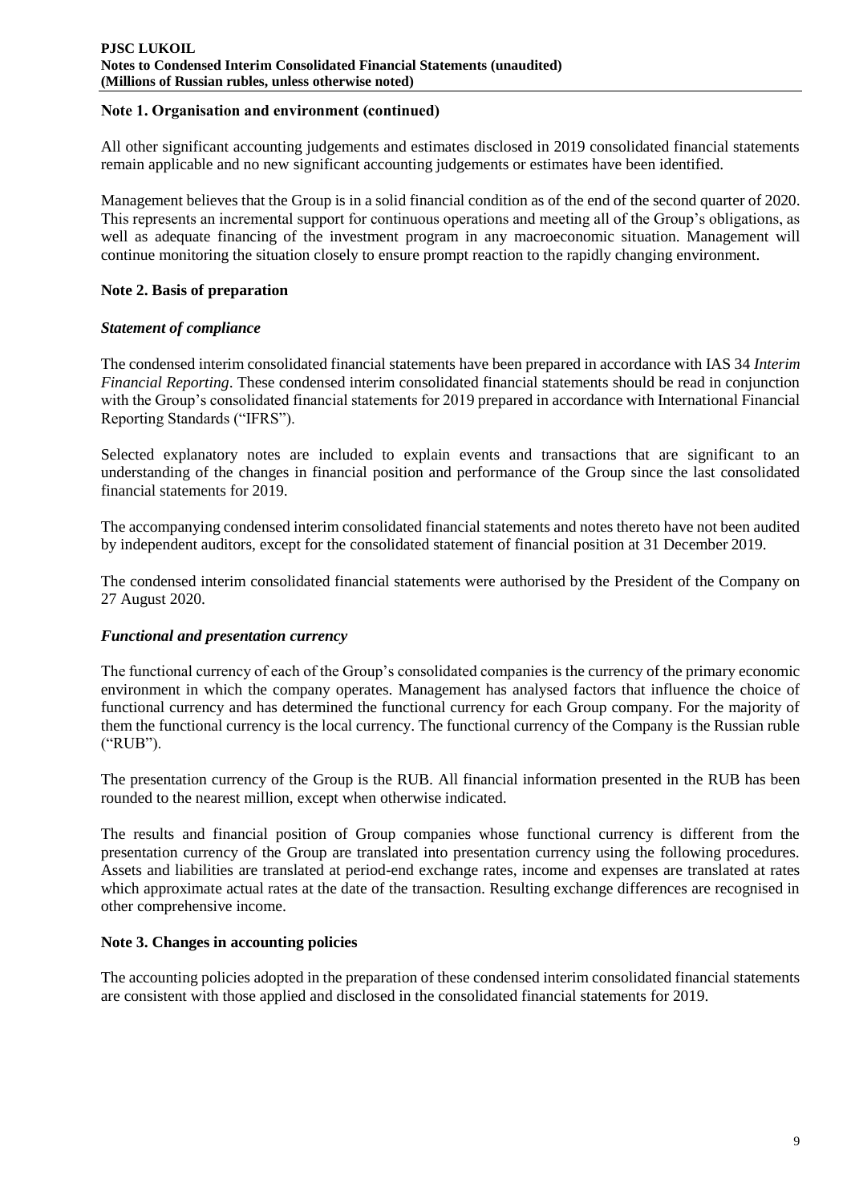## Note 1. Organisation and environment (continued)

All other significant accounting judgements and estimates disclosed in 2019 consolidated financial statements remain applicable and no new significant accounting judgements or estimates have been identified.

Management believes that the Group is in a solid financial condition as of the end of the second quarter of 2020. This represents an incremental support for continuous operations and meeting all of the Group's obligations, as well as adequate financing of the investment program in any macroeconomic situation. Management will continue monitoring the situation closely to ensure prompt reaction to the rapidly changing environment.

## Note 2. Basis of preparation

### *Statement of compliance*

The condensed interim consolidated financial statements have been prepared in accordance with IAS 34 *Interim Financial Reporting*. These condensed interim consolidated financial statements should be read in conjunction with the Group's consolidated financial statements for 2019 prepared in accordance with International Financial Reporting Standards ("IFRS").

Selected explanatory notes are included to explain events and transactions that are significant to an understanding of the changes in financial position and performance of the Group since the last consolidated financial statements for 2019.

The accompanying condensed interim consolidated financial statements and notes thereto have not been audited by independent auditors, except for the consolidated statement of financial position at 31 December 2019.

The condensed interim consolidated financial statements were authorised by the President of the Company on 27 August 2020.

### *Functional and presentation currency*

The functional currency of each of the Group's consolidated companies is the currency of the primary economic environment in which the company operates. Management has analysed factors that influence the choice of functional currency and has determined the functional currency for each Group company. For the majority of them the functional currency is the local currency. The functional currency of the Company is the Russian ruble ("RUB").

The presentation currency of the Group is the RUB. All financial information presented in the RUB has been rounded to the nearest million, except when otherwise indicated.

The results and financial position of Group companies whose functional currency is different from the presentation currency of the Group are translated into presentation currency using the following procedures. Assets and liabilities are translated at period-end exchange rates, income and expenses are translated at rates which approximate actual rates at the date of the transaction. Resulting exchange differences are recognised in other comprehensive income.

## Note 3. Changes in accounting policies

The accounting policies adopted in the preparation of these condensed interim consolidated financial statements are consistent with those applied and disclosed in the consolidated financial statements for 2019.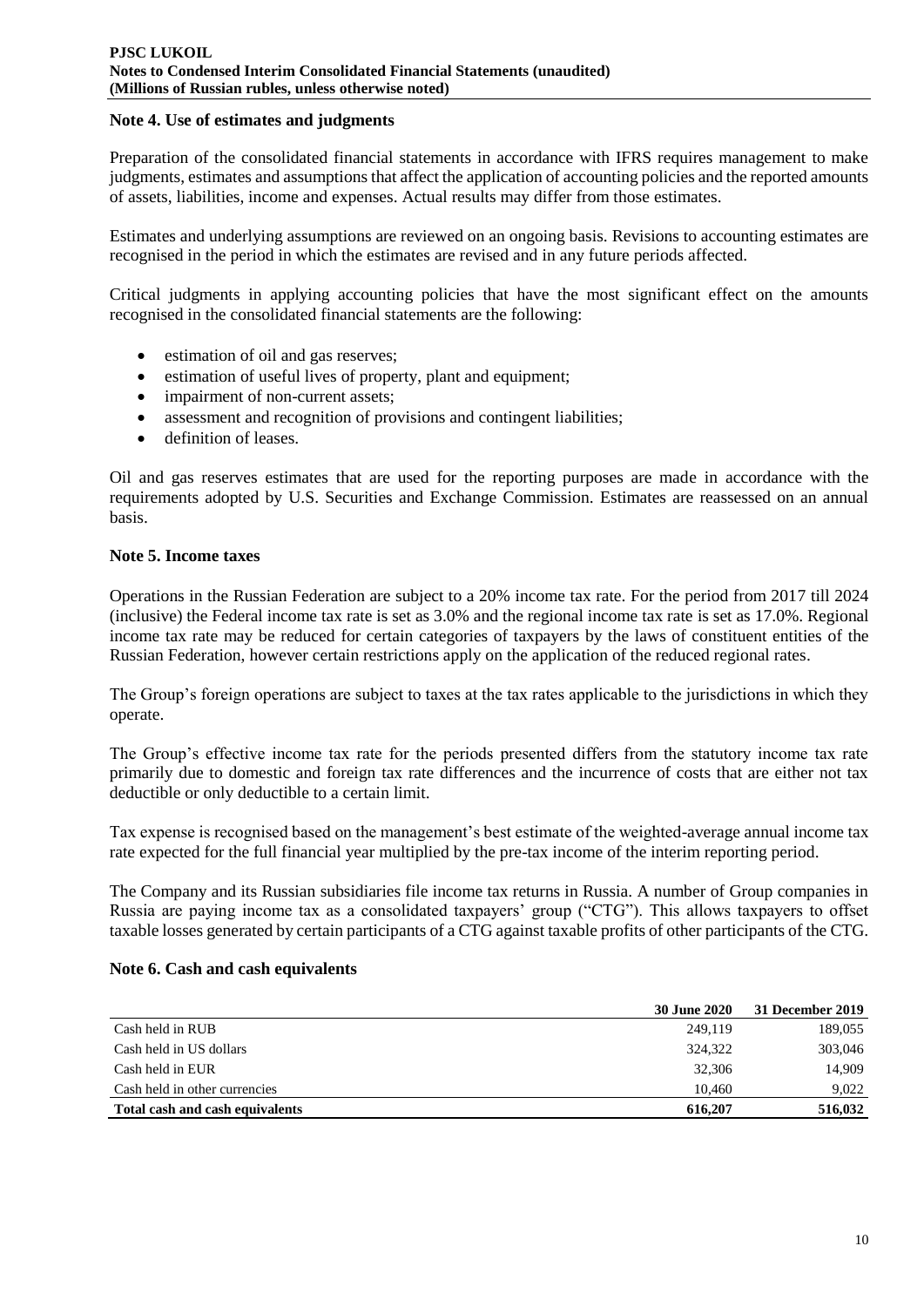## Note 4. Use of estimates and judgments

Preparation of the consolidated financial statements in accordance with IFRS requires management to make judgments, estimates and assumptions that affect the application of accounting policies and the reported amounts of assets, liabilities, income and expenses. Actual results may differ from those estimates.

Estimates and underlying assumptions are reviewed on an ongoing basis. Revisions to accounting estimates are recognised in the period in which the estimates are revised and in any future periods affected.

Critical judgments in applying accounting policies that have the most significant effect on the amounts recognised in the consolidated financial statements are the following:

- estimation of oil and gas reserves;
- estimation of useful lives of property, plant and equipment;
- impairment of non-current assets;
- assessment and recognition of provisions and contingent liabilities;
- definition of leases.

Oil and gas reserves estimates that are used for the reporting purposes are made in accordance with the requirements adopted by U.S. Securities and Exchange Commission. Estimates are reassessed on an annual basis.

## Note 5. Income taxes

Operations in the Russian Federation are subject to a 20% income tax rate. For the period from 2017 till 2024 (inclusive) the Federal income tax rate is set as 3.0% and the regional income tax rate is set as 17.0%. Regional income tax rate may be reduced for certain categories of taxpayers by the laws of constituent entities of the Russian Federation, however certain restrictions apply on the application of the reduced regional rates.

The Group's foreign operations are subject to taxes at the tax rates applicable to the jurisdictions in which they operate.

The Group's effective income tax rate for the periods presented differs from the statutory income tax rate primarily due to domestic and foreign tax rate differences and the incurrence of costs that are either not tax deductible or only deductible to a certain limit.

Tax expense is recognised based on the management's best estimate of the weighted-average annual income tax rate expected for the full financial year multiplied by the pre-tax income of the interim reporting period.

The Company and its Russian subsidiaries file income tax returns in Russia. A number of Group companies in Russia are paying income tax as a consolidated taxpayers' group ("CTG"). This allows taxpayers to offset taxable losses generated by certain participants of a CTG against taxable profits of other participants of the CTG.

## Note 6. Cash and cash equivalents

| | 30 June 2020 | 31 December 2019 |
|---|---|---|
| Cash held in RUB | 249,119 | 189,055 |
| Cash held in US dollars | 324,322 | 303,046 |
| Cash held in EUR | 32,306 | 14,909 |
| Cash held in other currencies | 10,460 | 9,022 |
| **Total cash and cash equivalents** | **616,207** | **516,032** |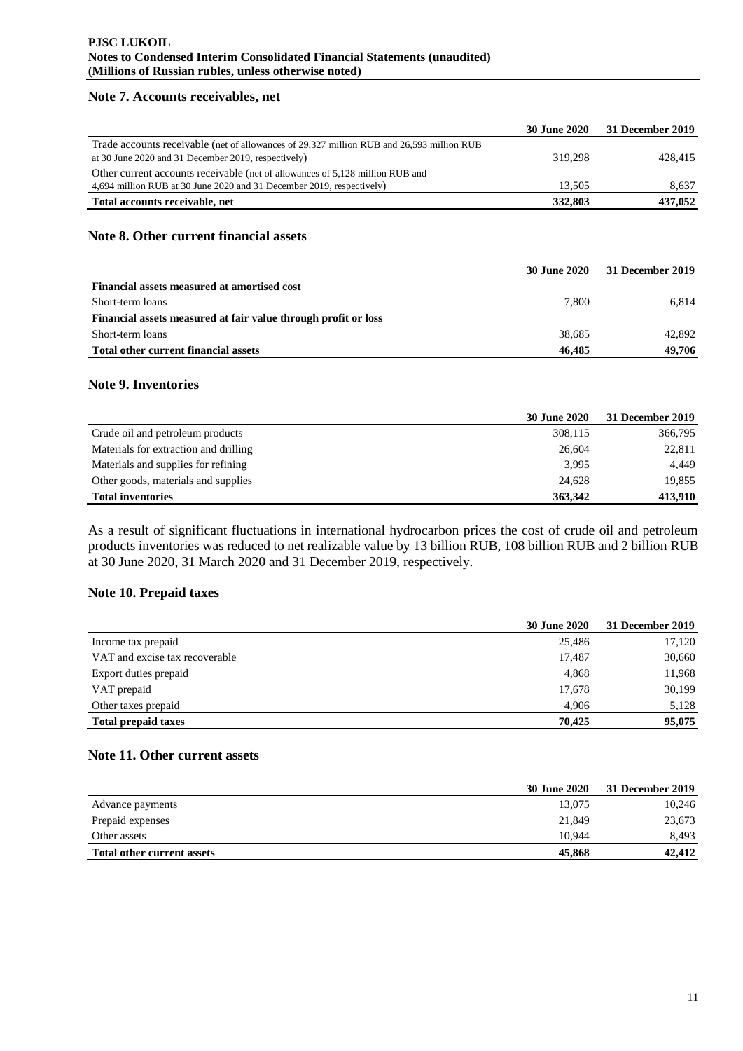## Note 7. Accounts receivables, net

| | 30 June 2020 | 31 December 2019 |
|---|---|---|
| Trade accounts receivable (net of allowances of 29,327 million RUB and 26,593 million RUB at 30 June 2020 and 31 December 2019, respectively) | 319,298 | 428,415 |
| Other current accounts receivable (net of allowances of 5,128 million RUB and 4,694 million RUB at 30 June 2020 and 31 December 2019, respectively) | 13,505 | 8,637 |
| **Total accounts receivable, net** | **332,803** | **437,052** |

## Note 8. Other current financial assets

| | 30 June 2020 | 31 December 2019 |
|---|---|---|
| **Financial assets measured at amortised cost** | | |
| Short-term loans | 7,800 | 6,814 |
| **Financial assets measured at fair value through profit or loss** | | |
| Short-term loans | 38,685 | 42,892 |
| **Total other current financial assets** | **46,485** | **49,706** |

## Note 9. Inventories

| | 30 June 2020 | 31 December 2019 |
|---|---|---|
| Crude oil and petroleum products | 308,115 | 366,795 |
| Materials for extraction and drilling | 26,604 | 22,811 |
| Materials and supplies for refining | 3,995 | 4,449 |
| Other goods, materials and supplies | 24,628 | 19,855 |
| **Total inventories** | **363,342** | **413,910** |

As a result of significant fluctuations in international hydrocarbon prices the cost of crude oil and petroleum products inventories was reduced to net realizable value by 13 billion RUB, 108 billion RUB and 2 billion RUB at 30 June 2020, 31 March 2020 and 31 December 2019, respectively.

## Note 10. Prepaid taxes

| | 30 June 2020 | 31 December 2019 |
|---|---|---|
| Income tax prepaid | 25,486 | 17,120 |
| VAT and excise tax recoverable | 17,487 | 30,660 |
| Export duties prepaid | 4,868 | 11,968 |
| VAT prepaid | 17,678 | 30,199 |
| Other taxes prepaid | 4,906 | 5,128 |
| **Total prepaid taxes** | **70,425** | **95,075** |

## Note 11. Other current assets

| | 30 June 2020 | 31 December 2019 |
|---|---|---|
| Advance payments | 13,075 | 10,246 |
| Prepaid expenses | 21,849 | 23,673 |
| Other assets | 10,944 | 8,493 |
| **Total other current assets** | **45,868** | **42,412** |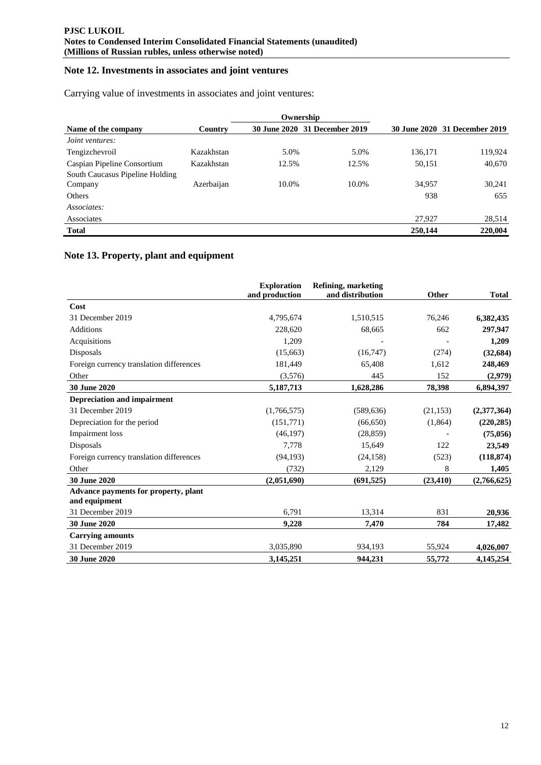## Note 12. Investments in associates and joint ventures

Carrying value of investments in associates and joint ventures:

| Name of the company | Country | Ownership | | | |
|---|---|---|---|---|---|
| | | 30 June 2020 | 31 December 2019 | 30 June 2020 | 31 December 2019 |
| *Joint ventures:* | | | | | |
| Tengizchevroil | Kazakhstan | 5.0% | 5.0% | 136,171 | 119,924 |
| Caspian Pipeline Consortium | Kazakhstan | 12.5% | 12.5% | 50,151 | 40,670 |
| South Caucasus Pipeline Holding Company | Azerbaijan | 10.0% | 10.0% | 34,957 | 30,241 |
| Others | | | | 938 | 655 |
| *Associates:* | | | | | |
| Associates | | | | 27,927 | 28,514 |
| **Total** | | | | **250,144** | **220,004** |

## Note 13. Property, plant and equipment

| | Exploration and production | Refining, marketing and distribution | Other | Total |
|---|---|---|---|---|
| **Cost** | | | | |
| 31 December 2019 | 4,795,674 | 1,510,515 | 76,246 | **6,382,435** |
| Additions | 228,620 | 68,665 | 662 | **297,947** |
| Acquisitions | 1,209 | - | - | **1,209** |
| Disposals | (15,663) | (16,747) | (274) | **(32,684)** |
| Foreign currency translation differences | 181,449 | 65,408 | 1,612 | **248,469** |
| Other | (3,576) | 445 | 152 | **(2,979)** |
| **30 June 2020** | **5,187,713** | **1,628,286** | **78,398** | **6,894,397** |
| **Depreciation and impairment** | | | | |
| 31 December 2019 | (1,766,575) | (589,636) | (21,153) | **(2,377,364)** |
| Depreciation for the period | (151,771) | (66,650) | (1,864) | **(220,285)** |
| Impairment loss | (46,197) | (28,859) | - | **(75,056)** |
| Disposals | 7,778 | 15,649 | 122 | **23,549** |
| Foreign currency translation differences | (94,193) | (24,158) | (523) | **(118,874)** |
| Other | (732) | 2,129 | 8 | **1,405** |
| **30 June 2020** | **(2,051,690)** | **(691,525)** | **(23,410)** | **(2,766,625)** |
| **Advance payments for property, plant and equipment** | | | | |
| 31 December 2019 | 6,791 | 13,314 | 831 | **20,936** |
| **30 June 2020** | **9,228** | **7,470** | **784** | **17,482** |
| **Carrying amounts** | | | | |
| 31 December 2019 | 3,035,890 | 934,193 | 55,924 | **4,026,007** |
| **30 June 2020** | **3,145,251** | **944,231** | **55,772** | **4,145,254** |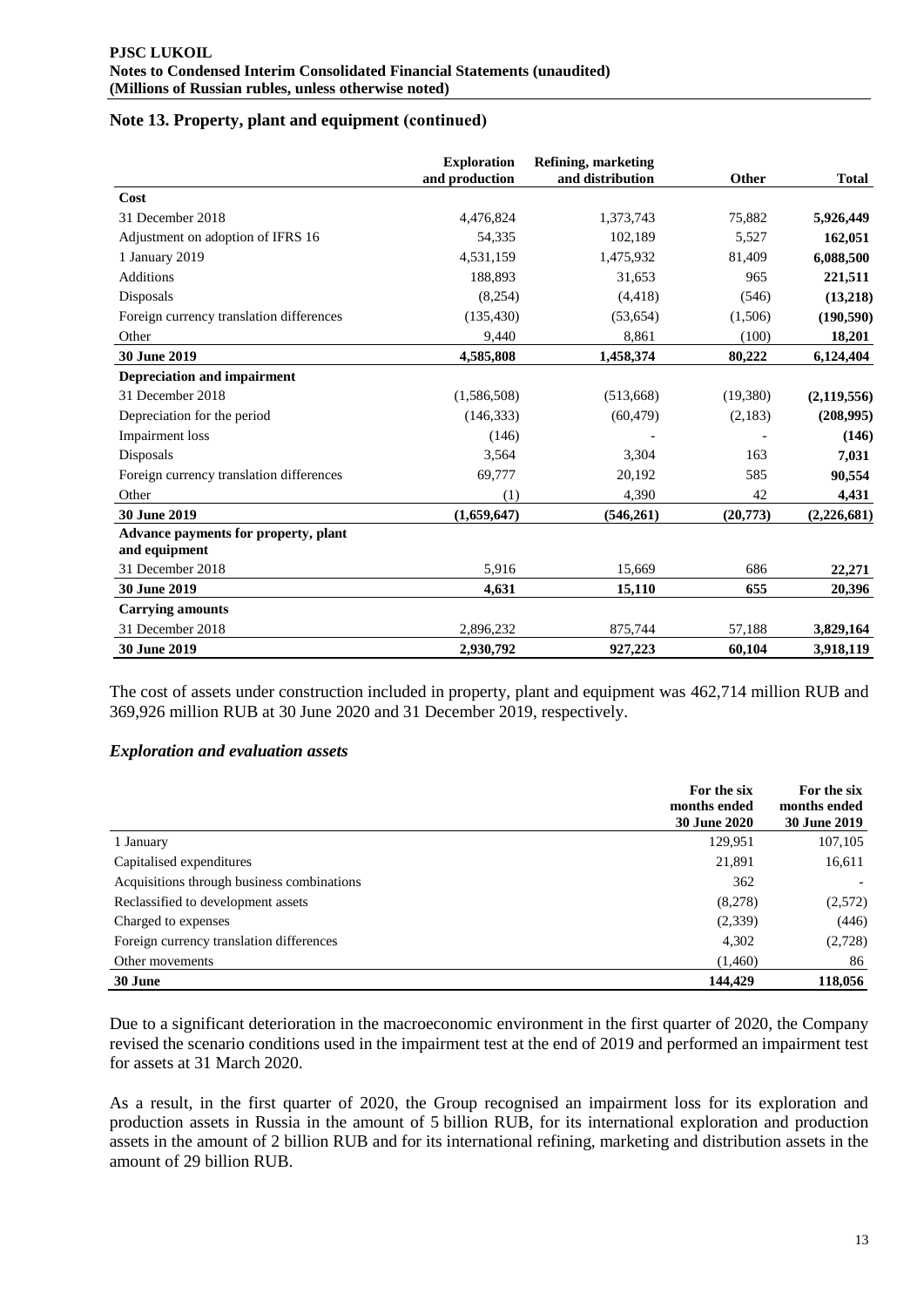## Note 13. Property, plant and equipment (continued)

| | Exploration and production | Refining, marketing and distribution | Other | Total |
|---|---|---|---|---|
| **Cost** | | | | |
| 31 December 2018 | 4,476,824 | 1,373,743 | 75,882 | **5,926,449** |
| Adjustment on adoption of IFRS 16 | 54,335 | 102,189 | 5,527 | **162,051** |
| 1 January 2019 | 4,531,159 | 1,475,932 | 81,409 | **6,088,500** |
| Additions | 188,893 | 31,653 | 965 | **221,511** |
| Disposals | (8,254) | (4,418) | (546) | **(13,218)** |
| Foreign currency translation differences | (135,430) | (53,654) | (1,506) | **(190,590)** |
| Other | 9,440 | 8,861 | (100) | **18,201** |
| **30 June 2019** | **4,585,808** | **1,458,374** | **80,222** | **6,124,404** |
| **Depreciation and impairment** | | | | |
| 31 December 2018 | (1,586,508) | (513,668) | (19,380) | **(2,119,556)** |
| Depreciation for the period | (146,333) | (60,479) | (2,183) | **(208,995)** |
| Impairment loss | (146) | - | - | **(146)** |
| Disposals | 3,564 | 3,304 | 163 | **7,031** |
| Foreign currency translation differences | 69,777 | 20,192 | 585 | **90,554** |
| Other | (1) | 4,390 | 42 | **4,431** |
| **30 June 2019** | **(1,659,647)** | **(546,261)** | **(20,773)** | **(2,226,681)** |
| **Advance payments for property, plant and equipment** | | | | |
| 31 December 2018 | 5,916 | 15,669 | 686 | **22,271** |
| **30 June 2019** | **4,631** | **15,110** | **655** | **20,396** |
| **Carrying amounts** | | | | |
| 31 December 2018 | 2,896,232 | 875,744 | 57,188 | **3,829,164** |
| **30 June 2019** | **2,930,792** | **927,223** | **60,104** | **3,918,119** |

The cost of assets under construction included in property, plant and equipment was 462,714 million RUB and 369,926 million RUB at 30 June 2020 and 31 December 2019, respectively.

### *Exploration and evaluation assets*

| | For the six months ended 30 June 2020 | For the six months ended 30 June 2019 |
|---|---|---|
| 1 January | 129,951 | 107,105 |
| Capitalised expenditures | 21,891 | 16,611 |
| Acquisitions through business combinations | 362 | - |
| Reclassified to development assets | (8,278) | (2,572) |
| Charged to expenses | (2,339) | (446) |
| Foreign currency translation differences | 4,302 | (2,728) |
| Other movements | (1,460) | 86 |
| **30 June** | **144,429** | **118,056** |

Due to a significant deterioration in the macroeconomic environment in the first quarter of 2020, the Company revised the scenario conditions used in the impairment test at the end of 2019 and performed an impairment test for assets at 31 March 2020.

As a result, in the first quarter of 2020, the Group recognised an impairment loss for its exploration and production assets in Russia in the amount of 5 billion RUB, for its international exploration and production assets in the amount of 2 billion RUB and for its international refining, marketing and distribution assets in the amount of 29 billion RUB.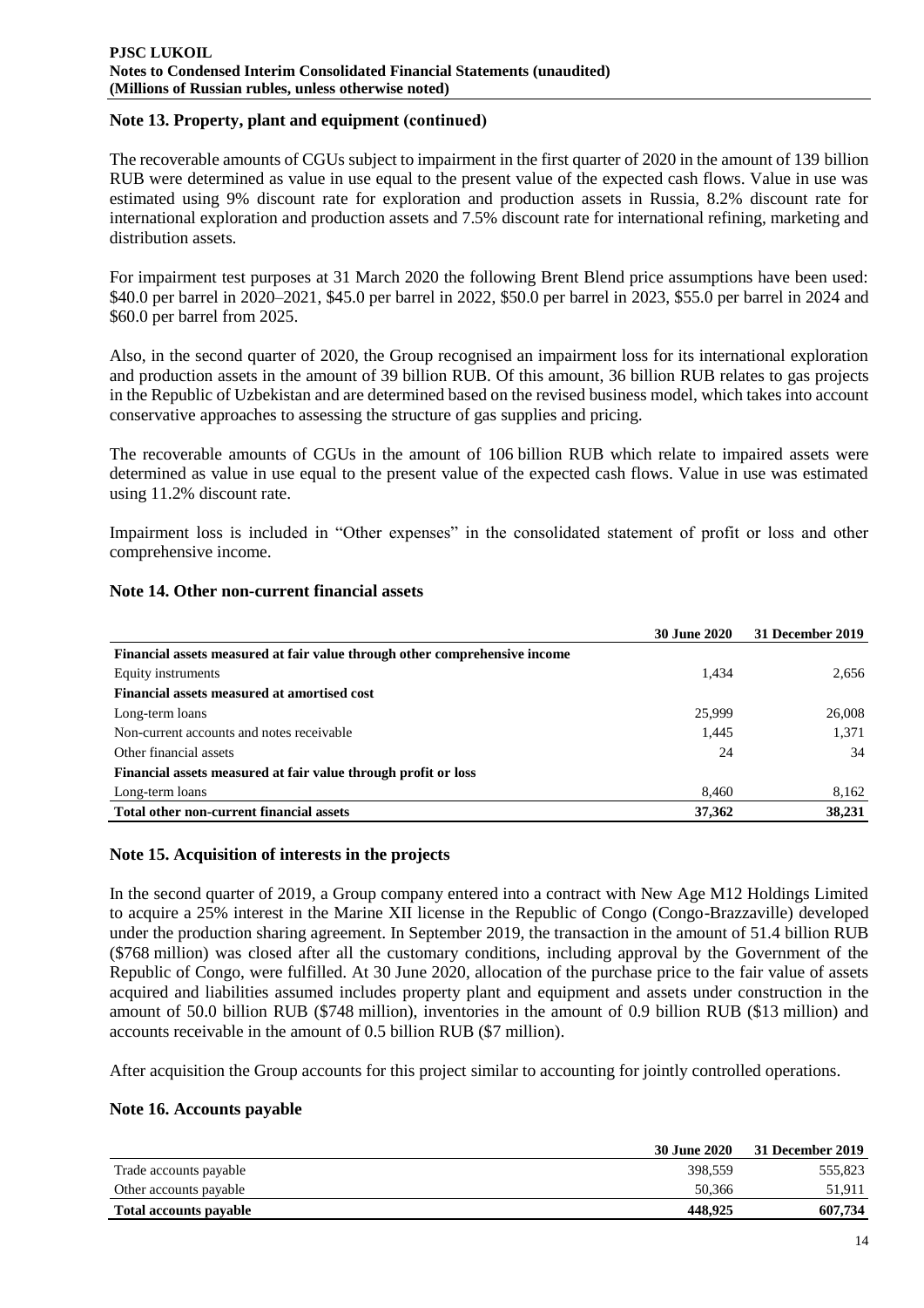## Note 13. Property, plant and equipment (continued)

The recoverable amounts of CGUs subject to impairment in the first quarter of 2020 in the amount of 139 billion RUB were determined as value in use equal to the present value of the expected cash flows. Value in use was estimated using 9% discount rate for exploration and production assets in Russia, 8.2% discount rate for international exploration and production assets and 7.5% discount rate for international refining, marketing and distribution assets.

For impairment test purposes at 31 March 2020 the following Brent Blend price assumptions have been used: \$40.0 per barrel in 2020–2021, \$45.0 per barrel in 2022, \$50.0 per barrel in 2023, \$55.0 per barrel in 2024 and \$60.0 per barrel from 2025.

Also, in the second quarter of 2020, the Group recognised an impairment loss for its international exploration and production assets in the amount of 39 billion RUB. Of this amount, 36 billion RUB relates to gas projects in the Republic of Uzbekistan and are determined based on the revised business model, which takes into account conservative approaches to assessing the structure of gas supplies and pricing.

The recoverable amounts of CGUs in the amount of 106 billion RUB which relate to impaired assets were determined as value in use equal to the present value of the expected cash flows. Value in use was estimated using 11.2% discount rate.

Impairment loss is included in "Other expenses" in the consolidated statement of profit or loss and other comprehensive income.

## Note 14. Other non-current financial assets

| | 30 June 2020 | 31 December 2019 |
|---|---|---|
| **Financial assets measured at fair value through other comprehensive income** | | |
| Equity instruments | 1,434 | 2,656 |
| **Financial assets measured at amortised cost** | | |
| Long-term loans | 25,999 | 26,008 |
| Non-current accounts and notes receivable | 1,445 | 1,371 |
| Other financial assets | 24 | 34 |
| **Financial assets measured at fair value through profit or loss** | | |
| Long-term loans | 8,460 | 8,162 |
| **Total other non-current financial assets** | **37,362** | **38,231** |

## Note 15. Acquisition of interests in the projects

In the second quarter of 2019, a Group company entered into a contract with New Age M12 Holdings Limited to acquire a 25% interest in the Marine XII license in the Republic of Congo (Congo-Brazzaville) developed under the production sharing agreement. In September 2019, the transaction in the amount of 51.4 billion RUB (\$768 million) was closed after all the customary conditions, including approval by the Government of the Republic of Congo, were fulfilled. At 30 June 2020, allocation of the purchase price to the fair value of assets acquired and liabilities assumed includes property plant and equipment and assets under construction in the amount of 50.0 billion RUB (\$748 million), inventories in the amount of 0.9 billion RUB (\$13 million) and accounts receivable in the amount of 0.5 billion RUB (\$7 million).

After acquisition the Group accounts for this project similar to accounting for jointly controlled operations.

## Note 16. Accounts payable

| | 30 June 2020 | 31 December 2019 |
|---|---|---|
| Trade accounts payable | 398,559 | 555,823 |
| Other accounts payable | 50,366 | 51,911 |
| **Total accounts payable** | **448,925** | **607,734** |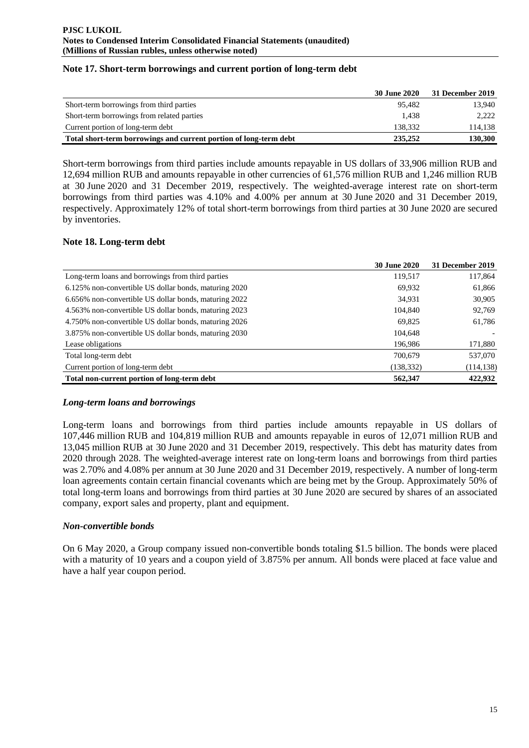## Note 17. Short-term borrowings and current portion of long-term debt

| | 30 June 2020 | 31 December 2019 |
|---|---|---|
| Short-term borrowings from third parties | 95,482 | 13,940 |
| Short-term borrowings from related parties | 1,438 | 2,222 |
| Current portion of long-term debt | 138,332 | 114,138 |
| **Total short-term borrowings and current portion of long-term debt** | **235,252** | **130,300** |

Short-term borrowings from third parties include amounts repayable in US dollars of 33,906 million RUB and 12,694 million RUB and amounts repayable in other currencies of 61,576 million RUB and 1,246 million RUB at 30 June 2020 and 31 December 2019, respectively. The weighted-average interest rate on short-term borrowings from third parties was 4.10% and 4.00% per annum at 30 June 2020 and 31 December 2019, respectively. Approximately 12% of total short-term borrowings from third parties at 30 June 2020 are secured by inventories.

## Note 18. Long-term debt

| | 30 June 2020 | 31 December 2019 |
|---|---|---|
| Long-term loans and borrowings from third parties | 119,517 | 117,864 |
| 6.125% non-convertible US dollar bonds, maturing 2020 | 69,932 | 61,866 |
| 6.656% non-convertible US dollar bonds, maturing 2022 | 34,931 | 30,905 |
| 4.563% non-convertible US dollar bonds, maturing 2023 | 104,840 | 92,769 |
| 4.750% non-convertible US dollar bonds, maturing 2026 | 69,825 | 61,786 |
| 3.875% non-convertible US dollar bonds, maturing 2030 | 104,648 | - |
| Lease obligations | 196,986 | 171,880 |
| Total long-term debt | 700,679 | 537,070 |
| Current portion of long-term debt | (138,332) | (114,138) |
| **Total non-current portion of long-term debt** | **562,347** | **422,932** |

### *Long-term loans and borrowings*

Long-term loans and borrowings from third parties include amounts repayable in US dollars of 107,446 million RUB and 104,819 million RUB and amounts repayable in euros of 12,071 million RUB and 13,045 million RUB at 30 June 2020 and 31 December 2019, respectively. This debt has maturity dates from 2020 through 2028. The weighted-average interest rate on long-term loans and borrowings from third parties was 2.70% and 4.08% per annum at 30 June 2020 and 31 December 2019, respectively. A number of long-term loan agreements contain certain financial covenants which are being met by the Group. Approximately 50% of total long-term loans and borrowings from third parties at 30 June 2020 are secured by shares of an associated company, export sales and property, plant and equipment.

### *Non-convertible bonds*

On 6 May 2020, a Group company issued non-convertible bonds totaling $1.5 billion. The bonds were placed with a maturity of 10 years and a coupon yield of 3.875% per annum. All bonds were placed at face value and have a half year coupon period.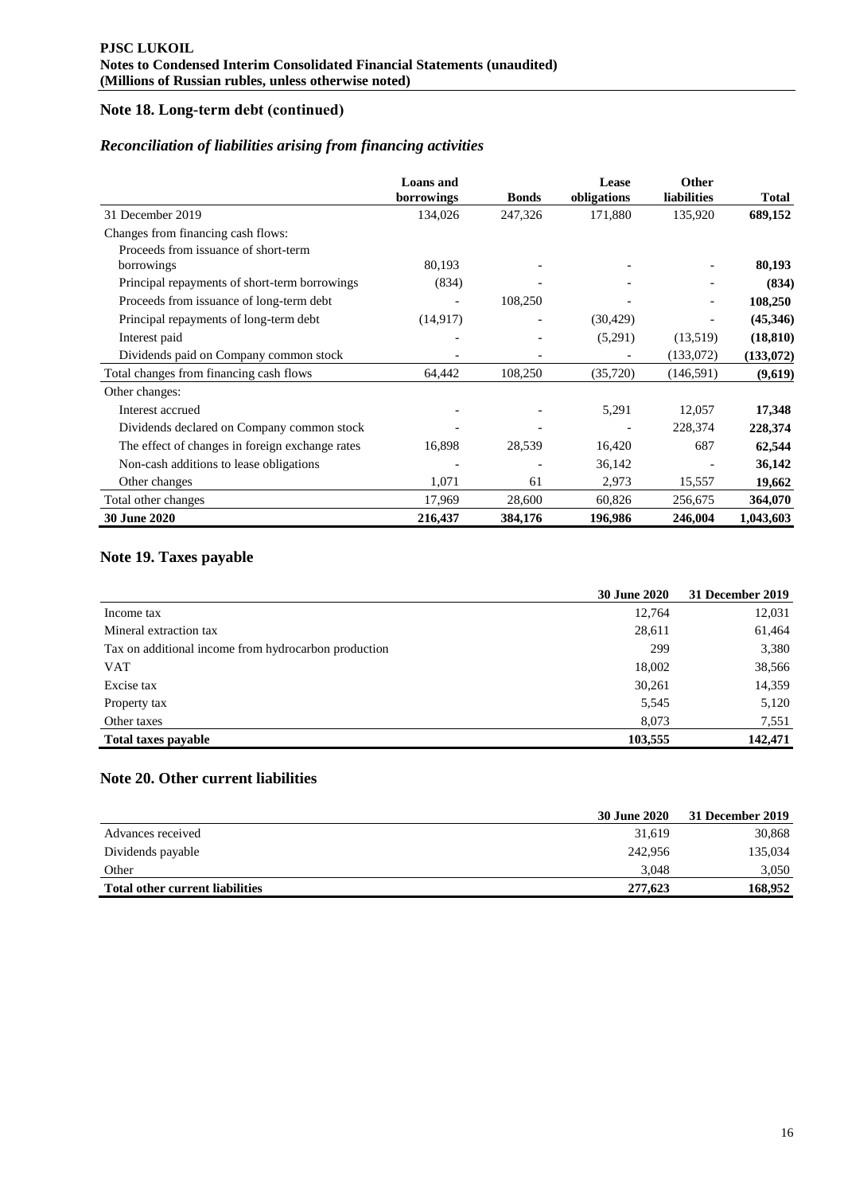## Note 18. Long-term debt (continued)

### *Reconciliation of liabilities arising from financing activities*

| | Loans and borrowings | Bonds | Lease obligations | Other liabilities | Total |
|---|---|---|---|---|---|
| 31 December 2019 | 134,026 | 247,326 | 171,880 | 135,920 | **689,152** |
| Changes from financing cash flows: | | | | | |
| Proceeds from issuance of short-term borrowings | 80,193 | - | - | - | **80,193** |
| Principal repayments of short-term borrowings | (834) | - | - | - | **(834)** |
| Proceeds from issuance of long-term debt | - | 108,250 | - | - | **108,250** |
| Principal repayments of long-term debt | (14,917) | - | (30,429) | - | **(45,346)** |
| Interest paid | - | - | (5,291) | (13,519) | **(18,810)** |
| Dividends paid on Company common stock | - | - | - | (133,072) | **(133,072)** |
| Total changes from financing cash flows | 64,442 | 108,250 | (35,720) | (146,591) | **(9,619)** |
| Other changes: | | | | | |
| Interest accrued | - | - | 5,291 | 12,057 | **17,348** |
| Dividends declared on Company common stock | - | - | - | 228,374 | **228,374** |
| The effect of changes in foreign exchange rates | 16,898 | 28,539 | 16,420 | 687 | **62,544** |
| Non-cash additions to lease obligations | - | - | 36,142 | - | **36,142** |
| Other changes | 1,071 | 61 | 2,973 | 15,557 | **19,662** |
| Total other changes | 17,969 | 28,600 | 60,826 | 256,675 | **364,070** |
| **30 June 2020** | **216,437** | **384,176** | **196,986** | **246,004** | **1,043,603** |

## Note 19. Taxes payable

| | 30 June 2020 | 31 December 2019 |
|---|---|---|
| Income tax | 12,764 | 12,031 |
| Mineral extraction tax | 28,611 | 61,464 |
| Tax on additional income from hydrocarbon production | 299 | 3,380 |
| VAT | 18,002 | 38,566 |
| Excise tax | 30,261 | 14,359 |
| Property tax | 5,545 | 5,120 |
| Other taxes | 8,073 | 7,551 |
| **Total taxes payable** | **103,555** | **142,471** |

## Note 20. Other current liabilities

| | 30 June 2020 | 31 December 2019 |
|---|---|---|
| Advances received | 31,619 | 30,868 |
| Dividends payable | 242,956 | 135,034 |
| Other | 3,048 | 3,050 |
| **Total other current liabilities** | **277,623** | **168,952** |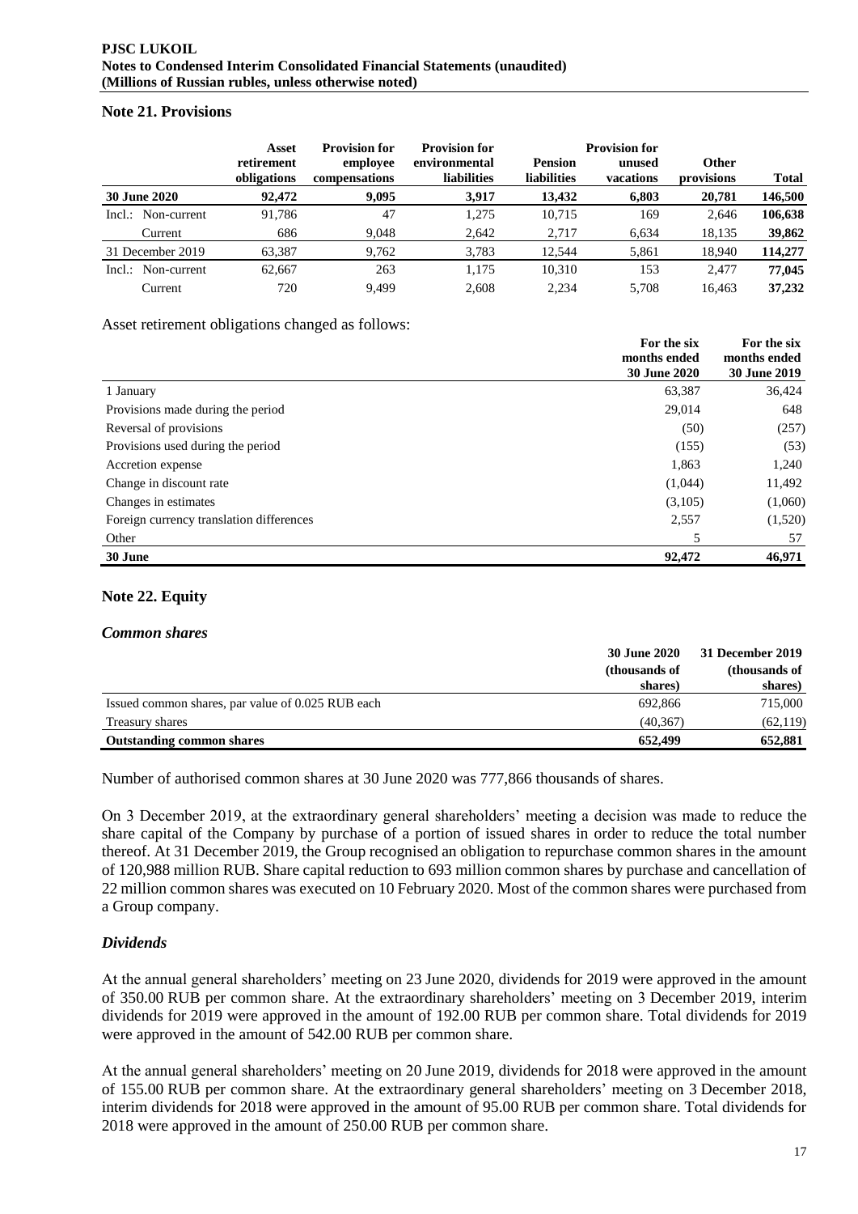## Note 21. Provisions

| | Asset retirement obligations | Provision for employee compensations | Provision for environmental liabilities | Pension liabilities | Provision for unused vacations | Other provisions | Total |
|---|---|---|---|---|---|---|---|
| **30 June 2020** | **92,472** | **9,095** | **3,917** | **13,432** | **6,803** | **20,781** | **146,500** |
| Incl.: Non-current | 91,786 | 47 | 1,275 | 10,715 | 169 | 2,646 | **106,638** |
| Current | 686 | 9,048 | 2,642 | 2,717 | 6,634 | 18,135 | **39,862** |
| 31 December 2019 | 63,387 | 9,762 | 3,783 | 12,544 | 5,861 | 18,940 | **114,277** |
| Incl.: Non-current | 62,667 | 263 | 1,175 | 10,310 | 153 | 2,477 | **77,045** |
| Current | 720 | 9,499 | 2,608 | 2,234 | 5,708 | 16,463 | **37,232** |

Asset retirement obligations changed as follows:

| | For the six months ended 30 June 2020 | For the six months ended 30 June 2019 |
|---|---|---|
| 1 January | 63,387 | 36,424 |
| Provisions made during the period | 29,014 | 648 |
| Reversal of provisions | (50) | (257) |
| Provisions used during the period | (155) | (53) |
| Accretion expense | 1,863 | 1,240 |
| Change in discount rate | (1,044) | 11,492 |
| Changes in estimates | (3,105) | (1,060) |
| Foreign currency translation differences | 2,557 | (1,520) |
| Other | 5 | 57 |
| **30 June** | **92,472** | **46,971** |

## Note 22. Equity

### *Common shares*

| | 30 June 2020 (thousands of shares) | 31 December 2019 (thousands of shares) |
|---|---|---|
| Issued common shares, par value of 0.025 RUB each | 692,866 | 715,000 |
| Treasury shares | (40,367) | (62,119) |
| **Outstanding common shares** | **652,499** | **652,881** |

Number of authorised common shares at 30 June 2020 was 777,866 thousands of shares.

On 3 December 2019, at the extraordinary general shareholders' meeting a decision was made to reduce the share capital of the Company by purchase of a portion of issued shares in order to reduce the total number thereof. At 31 December 2019, the Group recognised an obligation to repurchase common shares in the amount of 120,988 million RUB. Share capital reduction to 693 million common shares by purchase and cancellation of 22 million common shares was executed on 10 February 2020. Most of the common shares were purchased from a Group company.

### *Dividends*

At the annual general shareholders' meeting on 23 June 2020, dividends for 2019 were approved in the amount of 350.00 RUB per common share. At the extraordinary shareholders' meeting on 3 December 2019, interim dividends for 2019 were approved in the amount of 192.00 RUB per common share. Total dividends for 2019 were approved in the amount of 542.00 RUB per common share.

At the annual general shareholders' meeting on 20 June 2019, dividends for 2018 were approved in the amount of 155.00 RUB per common share. At the extraordinary general shareholders' meeting on 3 December 2018, interim dividends for 2018 were approved in the amount of 95.00 RUB per common share. Total dividends for 2018 were approved in the amount of 250.00 RUB per common share.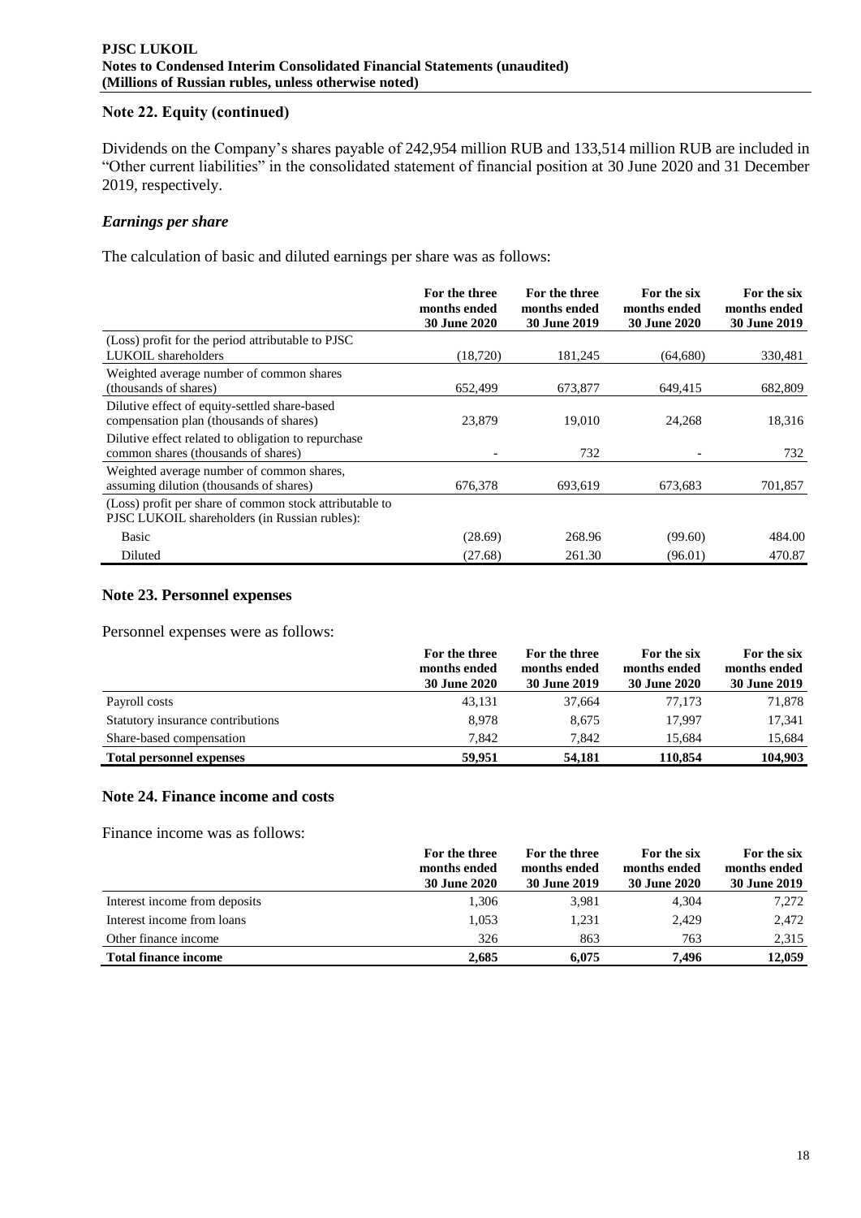## Note 22. Equity (continued)

Dividends on the Company's shares payable of 242,954 million RUB and 133,514 million RUB are included in "Other current liabilities" in the consolidated statement of financial position at 30 June 2020 and 31 December 2019, respectively.

### *Earnings per share*

The calculation of basic and diluted earnings per share was as follows:

| | For the three months ended 30 June 2020 | For the three months ended 30 June 2019 | For the six months ended 30 June 2020 | For the six months ended 30 June 2019 |
|---|---|---|---|---|
| (Loss) profit for the period attributable to PJSC LUKOIL shareholders | (18,720) | 181,245 | (64,680) | 330,481 |
| Weighted average number of common shares (thousands of shares) | 652,499 | 673,877 | 649,415 | 682,809 |
| Dilutive effect of equity-settled share-based compensation plan (thousands of shares) | 23,879 | 19,010 | 24,268 | 18,316 |
| Dilutive effect related to obligation to repurchase common shares (thousands of shares) | - | 732 | - | 732 |
| Weighted average number of common shares, assuming dilution (thousands of shares) | 676,378 | 693,619 | 673,683 | 701,857 |
| (Loss) profit per share of common stock attributable to PJSC LUKOIL shareholders (in Russian rubles): | | | | |
| Basic | (28.69) | 268.96 | (99.60) | 484.00 |
| Diluted | (27.68) | 261.30 | (96.01) | 470.87 |

## Note 23. Personnel expenses

Personnel expenses were as follows:

| | For the three months ended 30 June 2020 | For the three months ended 30 June 2019 | For the six months ended 30 June 2020 | For the six months ended 30 June 2019 |
|---|---|---|---|---|
| Payroll costs | 43,131 | 37,664 | 77,173 | 71,878 |
| Statutory insurance contributions | 8,978 | 8,675 | 17,997 | 17,341 |
| Share-based compensation | 7,842 | 7,842 | 15,684 | 15,684 |
| **Total personnel expenses** | **59,951** | **54,181** | **110,854** | **104,903** |

## Note 24. Finance income and costs

Finance income was as follows:

| | For the three months ended 30 June 2020 | For the three months ended 30 June 2019 | For the six months ended 30 June 2020 | For the six months ended 30 June 2019 |
|---|---|---|---|---|
| Interest income from deposits | 1,306 | 3,981 | 4,304 | 7,272 |
| Interest income from loans | 1,053 | 1,231 | 2,429 | 2,472 |
| Other finance income | 326 | 863 | 763 | 2,315 |
| **Total finance income** | **2,685** | **6,075** | **7,496** | **12,059** |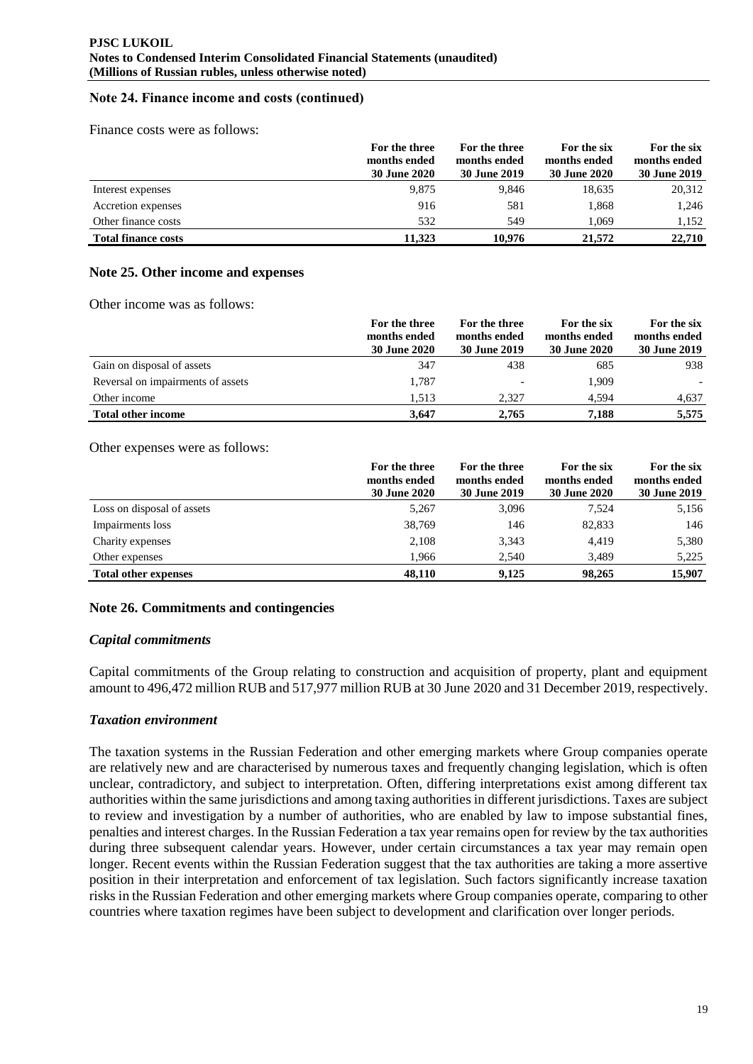## Note 24. Finance income and costs (continued)

Finance costs were as follows:

| | For the three months ended 30 June 2020 | For the three months ended 30 June 2019 | For the six months ended 30 June 2020 | For the six months ended 30 June 2019 |
|---|---|---|---|---|
| Interest expenses | 9,875 | 9,846 | 18,635 | 20,312 |
| Accretion expenses | 916 | 581 | 1,868 | 1,246 |
| Other finance costs | 532 | 549 | 1,069 | 1,152 |
| **Total finance costs** | **11,323** | **10,976** | **21,572** | **22,710** |

## Note 25. Other income and expenses

Other income was as follows:

| | For the three months ended 30 June 2020 | For the three months ended 30 June 2019 | For the six months ended 30 June 2020 | For the six months ended 30 June 2019 |
|---|---|---|---|---|
| Gain on disposal of assets | 347 | 438 | 685 | 938 |
| Reversal on impairments of assets | 1,787 | - | 1,909 | - |
| Other income | 1,513 | 2,327 | 4,594 | 4,637 |
| **Total other income** | **3,647** | **2,765** | **7,188** | **5,575** |

Other expenses were as follows:

| | For the three months ended 30 June 2020 | For the three months ended 30 June 2019 | For the six months ended 30 June 2020 | For the six months ended 30 June 2019 |
|---|---|---|---|---|
| Loss on disposal of assets | 5,267 | 3,096 | 7,524 | 5,156 |
| Impairments loss | 38,769 | 146 | 82,833 | 146 |
| Charity expenses | 2,108 | 3,343 | 4,419 | 5,380 |
| Other expenses | 1,966 | 2,540 | 3,489 | 5,225 |
| **Total other expenses** | **48,110** | **9,125** | **98,265** | **15,907** |

## Note 26. Commitments and contingencies

### *Capital commitments*

Capital commitments of the Group relating to construction and acquisition of property, plant and equipment amount to 496,472 million RUB and 517,977 million RUB at 30 June 2020 and 31 December 2019, respectively.

### *Taxation environment*

The taxation systems in the Russian Federation and other emerging markets where Group companies operate are relatively new and are characterised by numerous taxes and frequently changing legislation, which is often unclear, contradictory, and subject to interpretation. Often, differing interpretations exist among different tax authorities within the same jurisdictions and among taxing authorities in different jurisdictions. Taxes are subject to review and investigation by a number of authorities, who are enabled by law to impose substantial fines, penalties and interest charges. In the Russian Federation a tax year remains open for review by the tax authorities during three subsequent calendar years. However, under certain circumstances a tax year may remain open longer. Recent events within the Russian Federation suggest that the tax authorities are taking a more assertive position in their interpretation and enforcement of tax legislation. Such factors significantly increase taxation risks in the Russian Federation and other emerging markets where Group companies operate, comparing to other countries where taxation regimes have been subject to development and clarification over longer periods.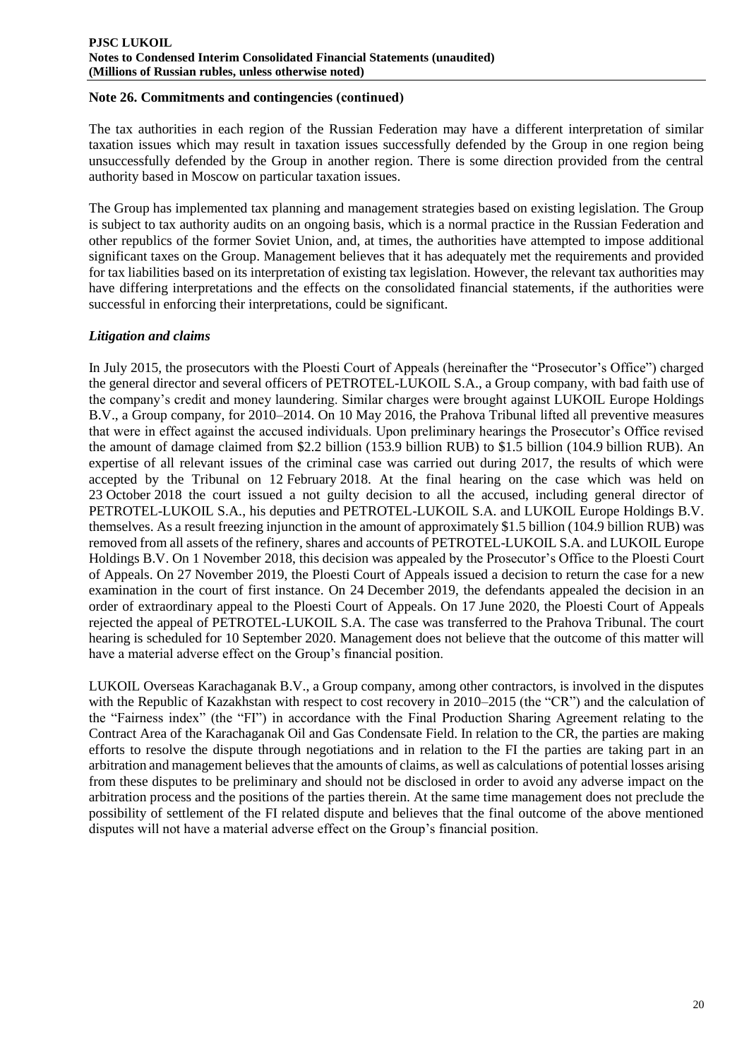## Note 26. Commitments and contingencies (continued)

The tax authorities in each region of the Russian Federation may have a different interpretation of similar taxation issues which may result in taxation issues successfully defended by the Group in one region being unsuccessfully defended by the Group in another region. There is some direction provided from the central authority based in Moscow on particular taxation issues.

The Group has implemented tax planning and management strategies based on existing legislation. The Group is subject to tax authority audits on an ongoing basis, which is a normal practice in the Russian Federation and other republics of the former Soviet Union, and, at times, the authorities have attempted to impose additional significant taxes on the Group. Management believes that it has adequately met the requirements and provided for tax liabilities based on its interpretation of existing tax legislation. However, the relevant tax authorities may have differing interpretations and the effects on the consolidated financial statements, if the authorities were successful in enforcing their interpretations, could be significant.

### *Litigation and claims*

In July 2015, the prosecutors with the Ploesti Court of Appeals (hereinafter the "Prosecutor's Office") charged the general director and several officers of PETROTEL-LUKOIL S.A., a Group company, with bad faith use of the company's credit and money laundering. Similar charges were brought against LUKOIL Europe Holdings B.V., a Group company, for 2010–2014. On 10 May 2016, the Prahova Tribunal lifted all preventive measures that were in effect against the accused individuals. Upon preliminary hearings the Prosecutor's Office revised the amount of damage claimed from $2.2 billion (153.9 billion RUB) to $1.5 billion (104.9 billion RUB). An expertise of all relevant issues of the criminal case was carried out during 2017, the results of which were accepted by the Tribunal on 12 February 2018. At the final hearing on the case which was held on 23 October 2018 the court issued a not guilty decision to all the accused, including general director of PETROTEL-LUKOIL S.A., his deputies and PETROTEL-LUKOIL S.A. and LUKOIL Europe Holdings B.V. themselves. As a result freezing injunction in the amount of approximately $1.5 billion (104.9 billion RUB) was removed from all assets of the refinery, shares and accounts of PETROTEL-LUKOIL S.A. and LUKOIL Europe Holdings B.V. On 1 November 2018, this decision was appealed by the Prosecutor's Office to the Ploesti Court of Appeals. On 27 November 2019, the Ploesti Court of Appeals issued a decision to return the case for a new examination in the court of first instance. On 24 December 2019, the defendants appealed the decision in an order of extraordinary appeal to the Ploesti Court of Appeals. On 17 June 2020, the Ploesti Court of Appeals rejected the appeal of PETROTEL-LUKOIL S.A. The case was transferred to the Prahova Tribunal. The court hearing is scheduled for 10 September 2020. Management does not believe that the outcome of this matter will have a material adverse effect on the Group's financial position.

LUKOIL Overseas Karachaganak B.V., a Group company, among other contractors, is involved in the disputes with the Republic of Kazakhstan with respect to cost recovery in 2010–2015 (the "CR") and the calculation of the "Fairness index" (the "FI") in accordance with the Final Production Sharing Agreement relating to the Contract Area of the Karachaganak Oil and Gas Condensate Field. In relation to the CR, the parties are making efforts to resolve the dispute through negotiations and in relation to the FI the parties are taking part in an arbitration and management believes that the amounts of claims, as well as calculations of potential losses arising from these disputes to be preliminary and should not be disclosed in order to avoid any adverse impact on the arbitration process and the positions of the parties therein. At the same time management does not preclude the possibility of settlement of the FI related dispute and believes that the final outcome of the above mentioned disputes will not have a material adverse effect on the Group's financial position.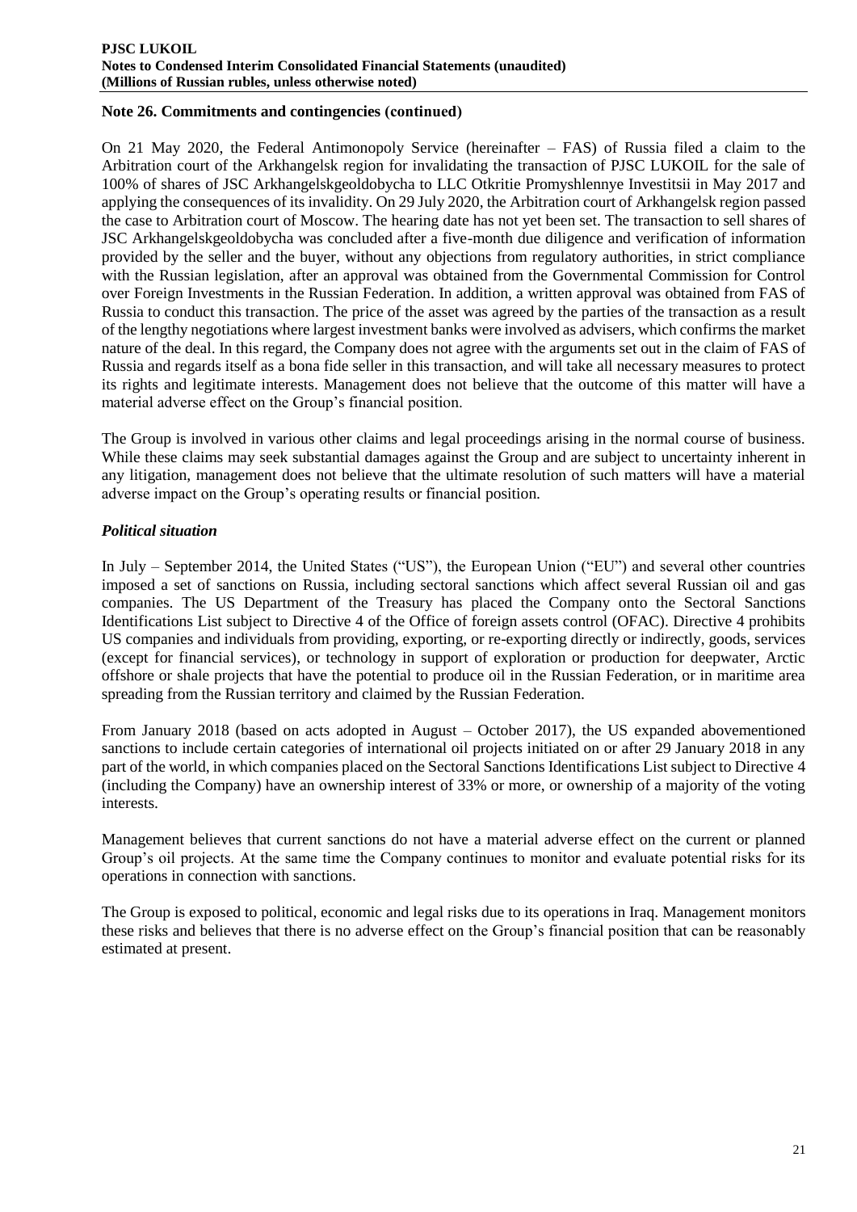**Note 26. Commitments and contingencies (continued)**

On 21 May 2020, the Federal Antimonopoly Service (hereinafter – FAS) of Russia filed a claim to the Arbitration court of the Arkhangelsk region for invalidating the transaction of PJSC LUKOIL for the sale of 100% of shares of JSC Arkhangelskgeoldobycha to LLC Otkritie Promyshlennye Investitsii in May 2017 and applying the consequences of its invalidity. On 29 July 2020, the Arbitration court of Arkhangelsk region passed the case to Arbitration court of Moscow. The hearing date has not yet been set. The transaction to sell shares of JSC Arkhangelskgeoldobycha was concluded after a five-month due diligence and verification of information provided by the seller and the buyer, without any objections from regulatory authorities, in strict compliance with the Russian legislation, after an approval was obtained from the Governmental Commission for Control over Foreign Investments in the Russian Federation. In addition, a written approval was obtained from FAS of Russia to conduct this transaction. The price of the asset was agreed by the parties of the transaction as a result of the lengthy negotiations where largest investment banks were involved as advisers, which confirms the market nature of the deal. In this regard, the Company does not agree with the arguments set out in the claim of FAS of Russia and regards itself as a bona fide seller in this transaction, and will take all necessary measures to protect its rights and legitimate interests. Management does not believe that the outcome of this matter will have a material adverse effect on the Group's financial position.

The Group is involved in various other claims and legal proceedings arising in the normal course of business. While these claims may seek substantial damages against the Group and are subject to uncertainty inherent in any litigation, management does not believe that the ultimate resolution of such matters will have a material adverse impact on the Group's operating results or financial position.

***Political situation***

In July – September 2014, the United States ("US"), the European Union ("EU") and several other countries imposed a set of sanctions on Russia, including sectoral sanctions which affect several Russian oil and gas companies. The US Department of the Treasury has placed the Company onto the Sectoral Sanctions Identifications List subject to Directive 4 of the Office of foreign assets control (OFAC). Directive 4 prohibits US companies and individuals from providing, exporting, or re-exporting directly or indirectly, goods, services (except for financial services), or technology in support of exploration or production for deepwater, Arctic offshore or shale projects that have the potential to produce oil in the Russian Federation, or in maritime area spreading from the Russian territory and claimed by the Russian Federation.

From January 2018 (based on acts adopted in August – October 2017), the US expanded abovementioned sanctions to include certain categories of international oil projects initiated on or after 29 January 2018 in any part of the world, in which companies placed on the Sectoral Sanctions Identifications List subject to Directive 4 (including the Company) have an ownership interest of 33% or more, or ownership of a majority of the voting interests.

Management believes that current sanctions do not have a material adverse effect on the current or planned Group's oil projects. At the same time the Company continues to monitor and evaluate potential risks for its operations in connection with sanctions.

The Group is exposed to political, economic and legal risks due to its operations in Iraq. Management monitors these risks and believes that there is no adverse effect on the Group's financial position that can be reasonably estimated at present.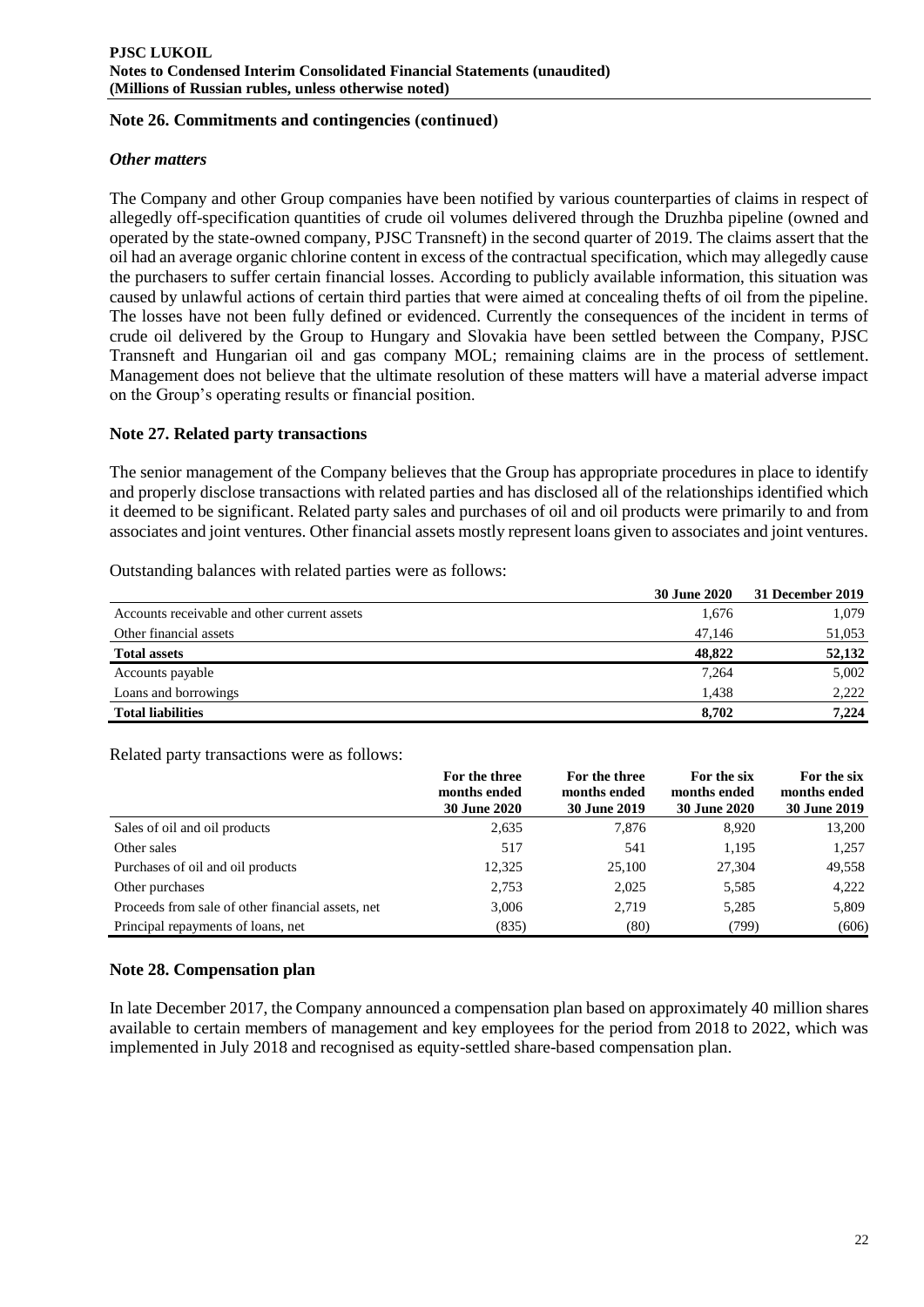## Note 26. Commitments and contingencies (continued)

### *Other matters*

The Company and other Group companies have been notified by various counterparties of claims in respect of allegedly off-specification quantities of crude oil volumes delivered through the Druzhba pipeline (owned and operated by the state-owned company, PJSC Transneft) in the second quarter of 2019. The claims assert that the oil had an average organic chlorine content in excess of the contractual specification, which may allegedly cause the purchasers to suffer certain financial losses. According to publicly available information, this situation was caused by unlawful actions of certain third parties that were aimed at concealing thefts of oil from the pipeline. The losses have not been fully defined or evidenced. Currently the consequences of the incident in terms of crude oil delivered by the Group to Hungary and Slovakia have been settled between the Company, PJSC Transneft and Hungarian oil and gas company MOL; remaining claims are in the process of settlement. Management does not believe that the ultimate resolution of these matters will have a material adverse impact on the Group's operating results or financial position.

## Note 27. Related party transactions

The senior management of the Company believes that the Group has appropriate procedures in place to identify and properly disclose transactions with related parties and has disclosed all of the relationships identified which it deemed to be significant. Related party sales and purchases of oil and oil products were primarily to and from associates and joint ventures. Other financial assets mostly represent loans given to associates and joint ventures.

Outstanding balances with related parties were as follows:

| | 30 June 2020 | 31 December 2019 |
|---|---|---|
| Accounts receivable and other current assets | 1,676 | 1,079 |
| Other financial assets | 47,146 | 51,053 |
| **Total assets** | **48,822** | **52,132** |
| Accounts payable | 7,264 | 5,002 |
| Loans and borrowings | 1,438 | 2,222 |
| **Total liabilities** | **8,702** | **7,224** |

Related party transactions were as follows:

| | For the three months ended 30 June 2020 | For the three months ended 30 June 2019 | For the six months ended 30 June 2020 | For the six months ended 30 June 2019 |
|---|---|---|---|---|
| Sales of oil and oil products | 2,635 | 7,876 | 8,920 | 13,200 |
| Other sales | 517 | 541 | 1,195 | 1,257 |
| Purchases of oil and oil products | 12,325 | 25,100 | 27,304 | 49,558 |
| Other purchases | 2,753 | 2,025 | 5,585 | 4,222 |
| Proceeds from sale of other financial assets, net | 3,006 | 2,719 | 5,285 | 5,809 |
| Principal repayments of loans, net | (835) | (80) | (799) | (606) |

## Note 28. Compensation plan

In late December 2017, the Company announced a compensation plan based on approximately 40 million shares available to certain members of management and key employees for the period from 2018 to 2022, which was implemented in July 2018 and recognised as equity-settled share-based compensation plan.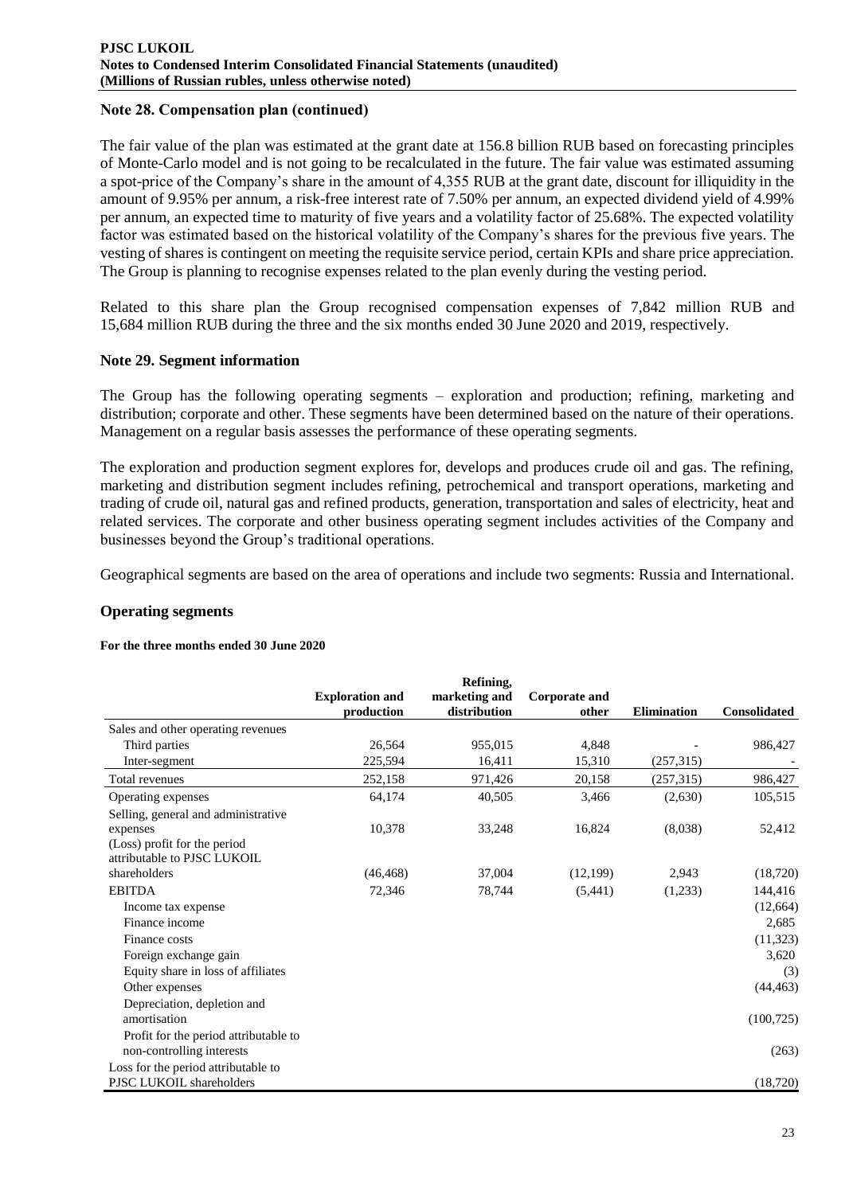## Note 28. Compensation plan (continued)

The fair value of the plan was estimated at the grant date at 156.8 billion RUB based on forecasting principles of Monte-Carlo model and is not going to be recalculated in the future. The fair value was estimated assuming a spot-price of the Company's share in the amount of 4,355 RUB at the grant date, discount for illiquidity in the amount of 9.95% per annum, a risk-free interest rate of 7.50% per annum, an expected dividend yield of 4.99% per annum, an expected time to maturity of five years and a volatility factor of 25.68%. The expected volatility factor was estimated based on the historical volatility of the Company's shares for the previous five years. The vesting of shares is contingent on meeting the requisite service period, certain KPIs and share price appreciation. The Group is planning to recognise expenses related to the plan evenly during the vesting period.

Related to this share plan the Group recognised compensation expenses of 7,842 million RUB and 15,684 million RUB during the three and the six months ended 30 June 2020 and 2019, respectively.

## Note 29. Segment information

The Group has the following operating segments – exploration and production; refining, marketing and distribution; corporate and other. These segments have been determined based on the nature of their operations. Management on a regular basis assesses the performance of these operating segments.

The exploration and production segment explores for, develops and produces crude oil and gas. The refining, marketing and distribution segment includes refining, petrochemical and transport operations, marketing and trading of crude oil, natural gas and refined products, generation, transportation and sales of electricity, heat and related services. The corporate and other business operating segment includes activities of the Company and businesses beyond the Group's traditional operations.

Geographical segments are based on the area of operations and include two segments: Russia and International.

## Operating segments

**For the three months ended 30 June 2020**

| | Exploration and production | Refining, marketing and distribution | Corporate and other | Elimination | Consolidated |
|---|---|---|---|---|---|
| Sales and other operating revenues | | | | | |
| Third parties | 26,564 | 955,015 | 4,848 | - | 986,427 |
| Inter-segment | 225,594 | 16,411 | 15,310 | (257,315) | - |
| Total revenues | 252,158 | 971,426 | 20,158 | (257,315) | 986,427 |
| Operating expenses | 64,174 | 40,505 | 3,466 | (2,630) | 105,515 |
| Selling, general and administrative expenses | 10,378 | 33,248 | 16,824 | (8,038) | 52,412 |
| (Loss) profit for the period attributable to PJSC LUKOIL shareholders | (46,468) | 37,004 | (12,199) | 2,943 | (18,720) |
| EBITDA | 72,346 | 78,744 | (5,441) | (1,233) | 144,416 |
| Income tax expense | | | | | (12,664) |
| Finance income | | | | | 2,685 |
| Finance costs | | | | | (11,323) |
| Foreign exchange gain | | | | | 3,620 |
| Equity share in loss of affiliates | | | | | (3) |
| Other expenses | | | | | (44,463) |
| Depreciation, depletion and amortisation | | | | | (100,725) |
| Profit for the period attributable to non-controlling interests | | | | | (263) |
| Loss for the period attributable to PJSC LUKOIL shareholders | | | | | (18,720) |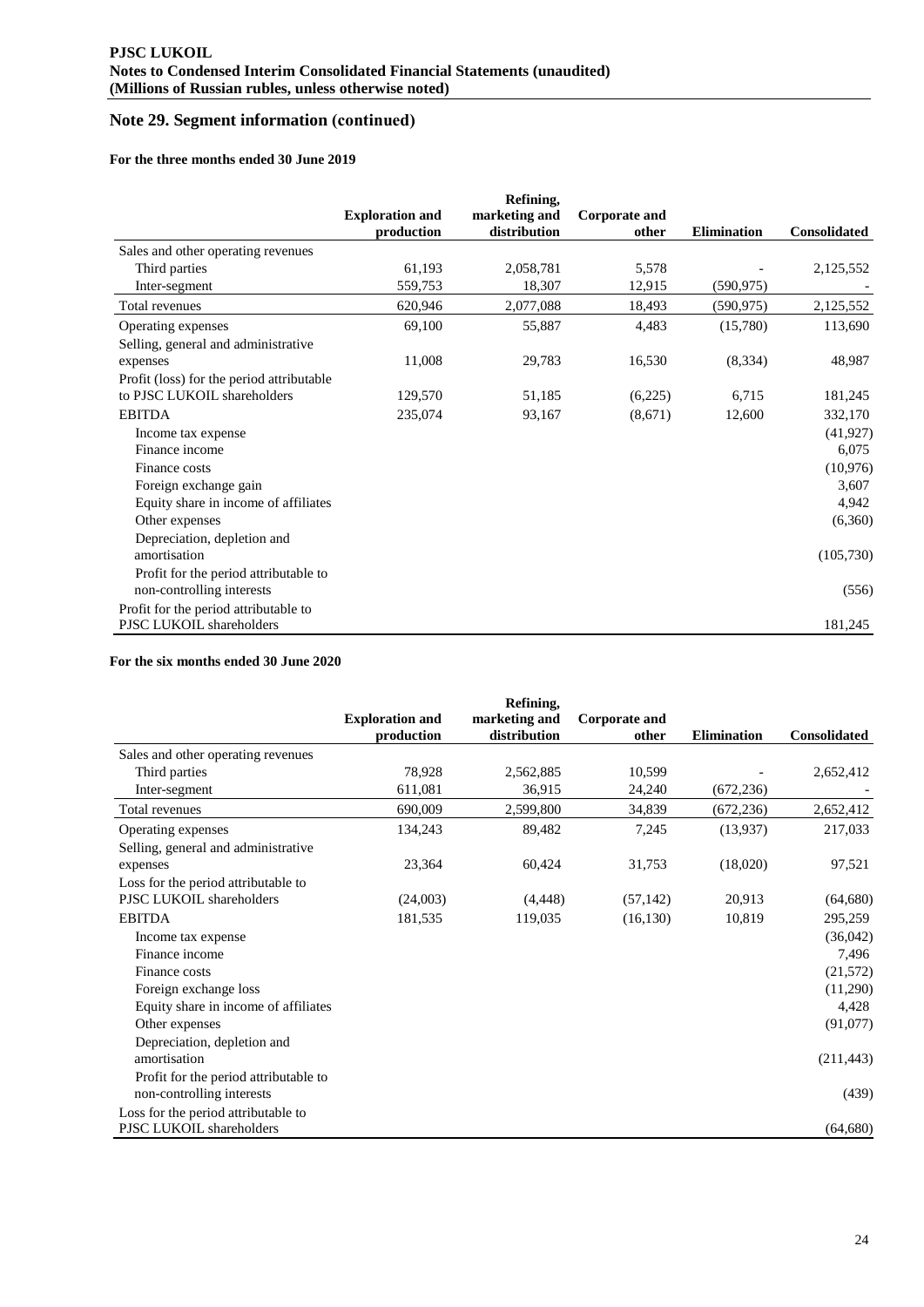# Note 29. Segment information (continued)

**For the three months ended 30 June 2019**

| | Exploration and production | Refining, marketing and distribution | Corporate and other | Elimination | Consolidated |
|---|---|---|---|---|---|
| Sales and other operating revenues | | | | | |
| Third parties | 61,193 | 2,058,781 | 5,578 | - | 2,125,552 |
| Inter-segment | 559,753 | 18,307 | 12,915 | (590,975) | - |
| Total revenues | 620,946 | 2,077,088 | 18,493 | (590,975) | 2,125,552 |
| Operating expenses | 69,100 | 55,887 | 4,483 | (15,780) | 113,690 |
| Selling, general and administrative expenses | 11,008 | 29,783 | 16,530 | (8,334) | 48,987 |
| Profit (loss) for the period attributable to PJSC LUKOIL shareholders | 129,570 | 51,185 | (6,225) | 6,715 | 181,245 |
| EBITDA | 235,074 | 93,167 | (8,671) | 12,600 | 332,170 |
| Income tax expense | | | | | (41,927) |
| Finance income | | | | | 6,075 |
| Finance costs | | | | | (10,976) |
| Foreign exchange gain | | | | | 3,607 |
| Equity share in income of affiliates | | | | | 4,942 |
| Other expenses | | | | | (6,360) |
| Depreciation, depletion and amortisation | | | | | (105,730) |
| Profit for the period attributable to non-controlling interests | | | | | (556) |
| Profit for the period attributable to PJSC LUKOIL shareholders | | | | | 181,245 |

**For the six months ended 30 June 2020**

| | Exploration and production | Refining, marketing and distribution | Corporate and other | Elimination | Consolidated |
|---|---|---|---|---|---|
| Sales and other operating revenues | | | | | |
| Third parties | 78,928 | 2,562,885 | 10,599 | - | 2,652,412 |
| Inter-segment | 611,081 | 36,915 | 24,240 | (672,236) | - |
| Total revenues | 690,009 | 2,599,800 | 34,839 | (672,236) | 2,652,412 |
| Operating expenses | 134,243 | 89,482 | 7,245 | (13,937) | 217,033 |
| Selling, general and administrative expenses | 23,364 | 60,424 | 31,753 | (18,020) | 97,521 |
| Loss for the period attributable to PJSC LUKOIL shareholders | (24,003) | (4,448) | (57,142) | 20,913 | (64,680) |
| EBITDA | 181,535 | 119,035 | (16,130) | 10,819 | 295,259 |
| Income tax expense | | | | | (36,042) |
| Finance income | | | | | 7,496 |
| Finance costs | | | | | (21,572) |
| Foreign exchange loss | | | | | (11,290) |
| Equity share in income of affiliates | | | | | 4,428 |
| Other expenses | | | | | (91,077) |
| Depreciation, depletion and amortisation | | | | | (211,443) |
| Profit for the period attributable to non-controlling interests | | | | | (439) |
| Loss for the period attributable to PJSC LUKOIL shareholders | | | | | (64,680) |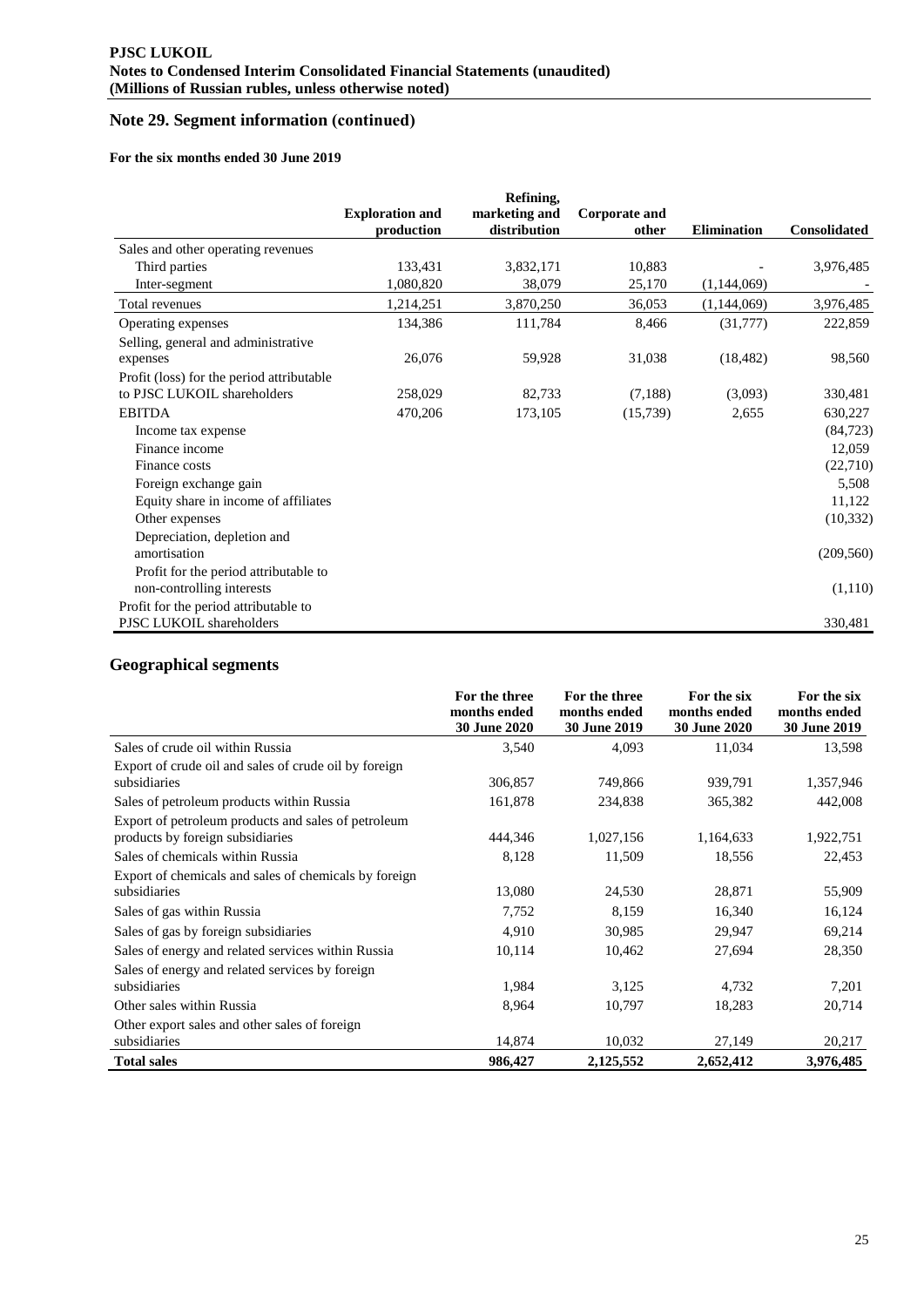## Note 29. Segment information (continued)

**For the six months ended 30 June 2019**

| | Exploration and production | Refining, marketing and distribution | Corporate and other | Elimination | Consolidated |
|---|---|---|---|---|---|
| Sales and other operating revenues | | | | | |
| Third parties | 133,431 | 3,832,171 | 10,883 | - | 3,976,485 |
| Inter-segment | 1,080,820 | 38,079 | 25,170 | (1,144,069) | - |
| Total revenues | 1,214,251 | 3,870,250 | 36,053 | (1,144,069) | 3,976,485 |
| Operating expenses | 134,386 | 111,784 | 8,466 | (31,777) | 222,859 |
| Selling, general and administrative expenses | 26,076 | 59,928 | 31,038 | (18,482) | 98,560 |
| Profit (loss) for the period attributable to PJSC LUKOIL shareholders | 258,029 | 82,733 | (7,188) | (3,093) | 330,481 |
| EBITDA | 470,206 | 173,105 | (15,739) | 2,655 | 630,227 |
| Income tax expense | | | | | (84,723) |
| Finance income | | | | | 12,059 |
| Finance costs | | | | | (22,710) |
| Foreign exchange gain | | | | | 5,508 |
| Equity share in income of affiliates | | | | | 11,122 |
| Other expenses | | | | | (10,332) |
| Depreciation, depletion and amortisation | | | | | (209,560) |
| Profit for the period attributable to non-controlling interests | | | | | (1,110) |
| Profit for the period attributable to PJSC LUKOIL shareholders | | | | | 330,481 |

## Geographical segments

| | For the three months ended 30 June 2020 | For the three months ended 30 June 2019 | For the six months ended 30 June 2020 | For the six months ended 30 June 2019 |
|---|---|---|---|---|
| Sales of crude oil within Russia | 3,540 | 4,093 | 11,034 | 13,598 |
| Export of crude oil and sales of crude oil by foreign subsidiaries | 306,857 | 749,866 | 939,791 | 1,357,946 |
| Sales of petroleum products within Russia | 161,878 | 234,838 | 365,382 | 442,008 |
| Export of petroleum products and sales of petroleum products by foreign subsidiaries | 444,346 | 1,027,156 | 1,164,633 | 1,922,751 |
| Sales of chemicals within Russia | 8,128 | 11,509 | 18,556 | 22,453 |
| Export of chemicals and sales of chemicals by foreign subsidiaries | 13,080 | 24,530 | 28,871 | 55,909 |
| Sales of gas within Russia | 7,752 | 8,159 | 16,340 | 16,124 |
| Sales of gas by foreign subsidiaries | 4,910 | 30,985 | 29,947 | 69,214 |
| Sales of energy and related services within Russia | 10,114 | 10,462 | 27,694 | 28,350 |
| Sales of energy and related services by foreign subsidiaries | 1,984 | 3,125 | 4,732 | 7,201 |
| Other sales within Russia | 8,964 | 10,797 | 18,283 | 20,714 |
| Other export sales and other sales of foreign subsidiaries | 14,874 | 10,032 | 27,149 | 20,217 |
| **Total sales** | **986,427** | **2,125,552** | **2,652,412** | **3,976,485** |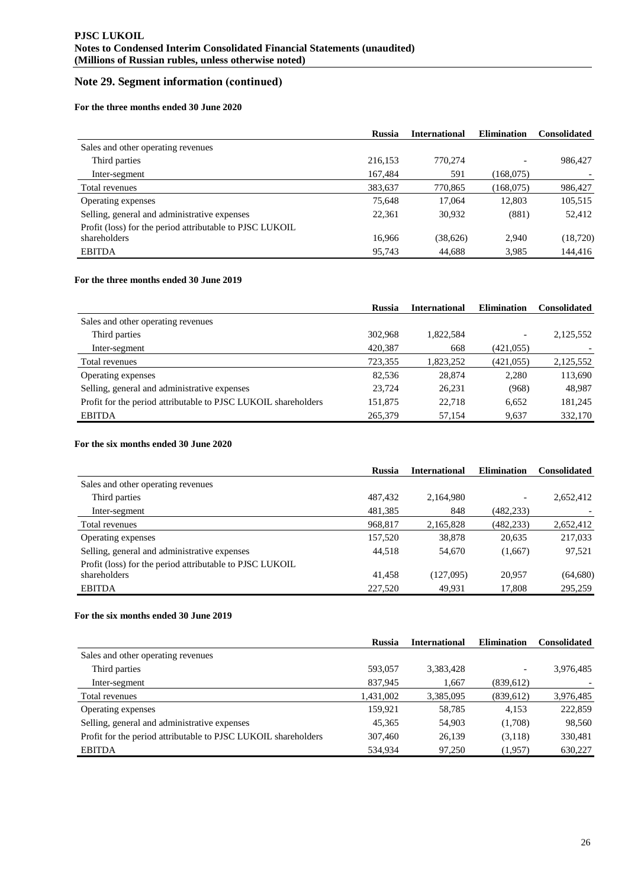## Note 29. Segment information (continued)

**For the three months ended 30 June 2020**

| | Russia | International | Elimination | Consolidated |
|---|---|---|---|---|
| Sales and other operating revenues | | | | |
| Third parties | 216,153 | 770,274 | - | 986,427 |
| Inter-segment | 167,484 | 591 | (168,075) | - |
| Total revenues | 383,637 | 770,865 | (168,075) | 986,427 |
| Operating expenses | 75,648 | 17,064 | 12,803 | 105,515 |
| Selling, general and administrative expenses | 22,361 | 30,932 | (881) | 52,412 |
| Profit (loss) for the period attributable to PJSC LUKOIL shareholders | 16,966 | (38,626) | 2,940 | (18,720) |
| EBITDA | 95,743 | 44,688 | 3,985 | 144,416 |

**For the three months ended 30 June 2019**

| | Russia | International | Elimination | Consolidated |
|---|---|---|---|---|
| Sales and other operating revenues | | | | |
| Third parties | 302,968 | 1,822,584 | - | 2,125,552 |
| Inter-segment | 420,387 | 668 | (421,055) | - |
| Total revenues | 723,355 | 1,823,252 | (421,055) | 2,125,552 |
| Operating expenses | 82,536 | 28,874 | 2,280 | 113,690 |
| Selling, general and administrative expenses | 23,724 | 26,231 | (968) | 48,987 |
| Profit for the period attributable to PJSC LUKOIL shareholders | 151,875 | 22,718 | 6,652 | 181,245 |
| EBITDA | 265,379 | 57,154 | 9,637 | 332,170 |

**For the six months ended 30 June 2020**

| | Russia | International | Elimination | Consolidated |
|---|---|---|---|---|
| Sales and other operating revenues | | | | |
| Third parties | 487,432 | 2,164,980 | - | 2,652,412 |
| Inter-segment | 481,385 | 848 | (482,233) | - |
| Total revenues | 968,817 | 2,165,828 | (482,233) | 2,652,412 |
| Operating expenses | 157,520 | 38,878 | 20,635 | 217,033 |
| Selling, general and administrative expenses | 44,518 | 54,670 | (1,667) | 97,521 |
| Profit (loss) for the period attributable to PJSC LUKOIL shareholders | 41,458 | (127,095) | 20,957 | (64,680) |
| EBITDA | 227,520 | 49,931 | 17,808 | 295,259 |

**For the six months ended 30 June 2019**

| | Russia | International | Elimination | Consolidated |
|---|---|---|---|---|
| Sales and other operating revenues | | | | |
| Third parties | 593,057 | 3,383,428 | - | 3,976,485 |
| Inter-segment | 837,945 | 1,667 | (839,612) | - |
| Total revenues | 1,431,002 | 3,385,095 | (839,612) | 3,976,485 |
| Operating expenses | 159,921 | 58,785 | 4,153 | 222,859 |
| Selling, general and administrative expenses | 45,365 | 54,903 | (1,708) | 98,560 |
| Profit for the period attributable to PJSC LUKOIL shareholders | 307,460 | 26,139 | (3,118) | 330,481 |
| EBITDA | 534,934 | 97,250 | (1,957) | 630,227 |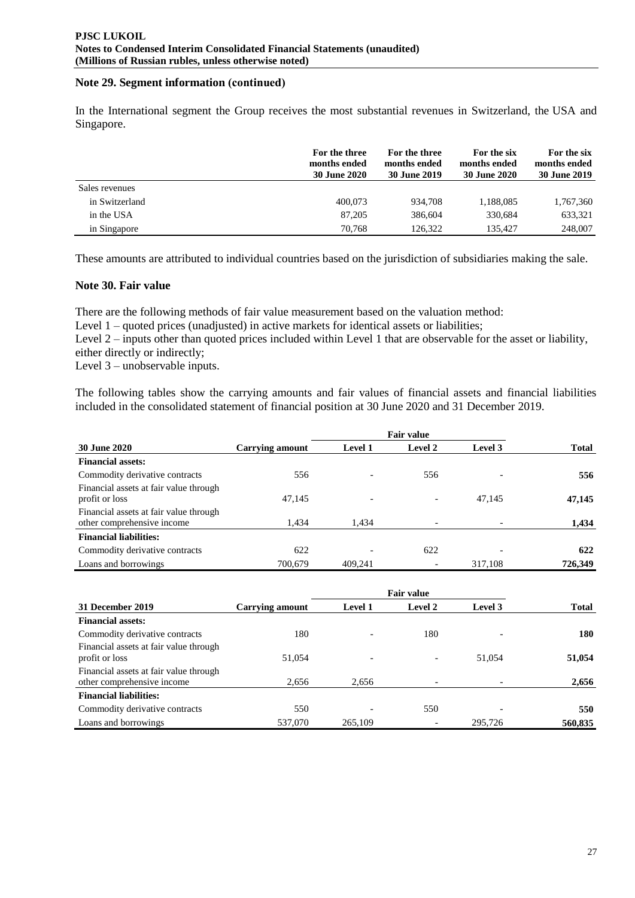## Note 29. Segment information (continued)

In the International segment the Group receives the most substantial revenues in Switzerland, the USA and Singapore.

| | For the three months ended 30 June 2020 | For the three months ended 30 June 2019 | For the six months ended 30 June 2020 | For the six months ended 30 June 2019 |
|---|---|---|---|---|
| Sales revenues | | | | |
| in Switzerland | 400,073 | 934,708 | 1,188,085 | 1,767,360 |
| in the USA | 87,205 | 386,604 | 330,684 | 633,321 |
| in Singapore | 70,768 | 126,322 | 135,427 | 248,007 |

These amounts are attributed to individual countries based on the jurisdiction of subsidiaries making the sale.

## Note 30. Fair value

There are the following methods of fair value measurement based on the valuation method:

Level 1 – quoted prices (unadjusted) in active markets for identical assets or liabilities;

Level 2 – inputs other than quoted prices included within Level 1 that are observable for the asset or liability, either directly or indirectly;

Level 3 – unobservable inputs.

The following tables show the carrying amounts and fair values of financial assets and financial liabilities included in the consolidated statement of financial position at 30 June 2020 and 31 December 2019.

| | | Fair value | | | |
|---|---|---|---|---|---|
| **30 June 2020** | **Carrying amount** | **Level 1** | **Level 2** | **Level 3** | **Total** |
| **Financial assets:** | | | | | |
| Commodity derivative contracts | 556 | - | 556 | - | **556** |
| Financial assets at fair value through profit or loss | 47,145 | - | - | 47,145 | **47,145** |
| Financial assets at fair value through other comprehensive income | 1,434 | 1,434 | - | - | **1,434** |
| **Financial liabilities:** | | | | | |
| Commodity derivative contracts | 622 | - | 622 | - | **622** |
| Loans and borrowings | 700,679 | 409,241 | - | 317,108 | **726,349** |

| | | Fair value | | | |
|---|---|---|---|---|---|
| **31 December 2019** | **Carrying amount** | **Level 1** | **Level 2** | **Level 3** | **Total** |
| **Financial assets:** | | | | | |
| Commodity derivative contracts | 180 | - | 180 | - | **180** |
| Financial assets at fair value through profit or loss | 51,054 | - | - | 51,054 | **51,054** |
| Financial assets at fair value through other comprehensive income | 2,656 | 2,656 | - | - | **2,656** |
| **Financial liabilities:** | | | | | |
| Commodity derivative contracts | 550 | - | 550 | - | **550** |
| Loans and borrowings | 537,070 | 265,109 | - | 295,726 | **560,835** |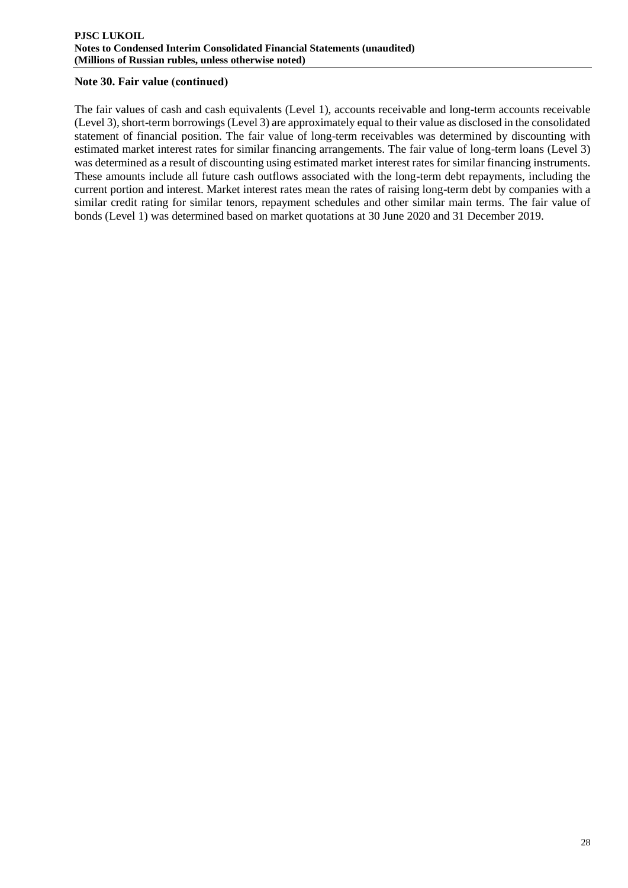## Note 30. Fair value (continued)

The fair values of cash and cash equivalents (Level 1), accounts receivable and long-term accounts receivable (Level 3), short-term borrowings (Level 3) are approximately equal to their value as disclosed in the consolidated statement of financial position. The fair value of long-term receivables was determined by discounting with estimated market interest rates for similar financing arrangements. The fair value of long-term loans (Level 3) was determined as a result of discounting using estimated market interest rates for similar financing instruments. These amounts include all future cash outflows associated with the long-term debt repayments, including the current portion and interest. Market interest rates mean the rates of raising long-term debt by companies with a similar credit rating for similar tenors, repayment schedules and other similar main terms. The fair value of bonds (Level 1) was determined based on market quotations at 30 June 2020 and 31 December 2019.